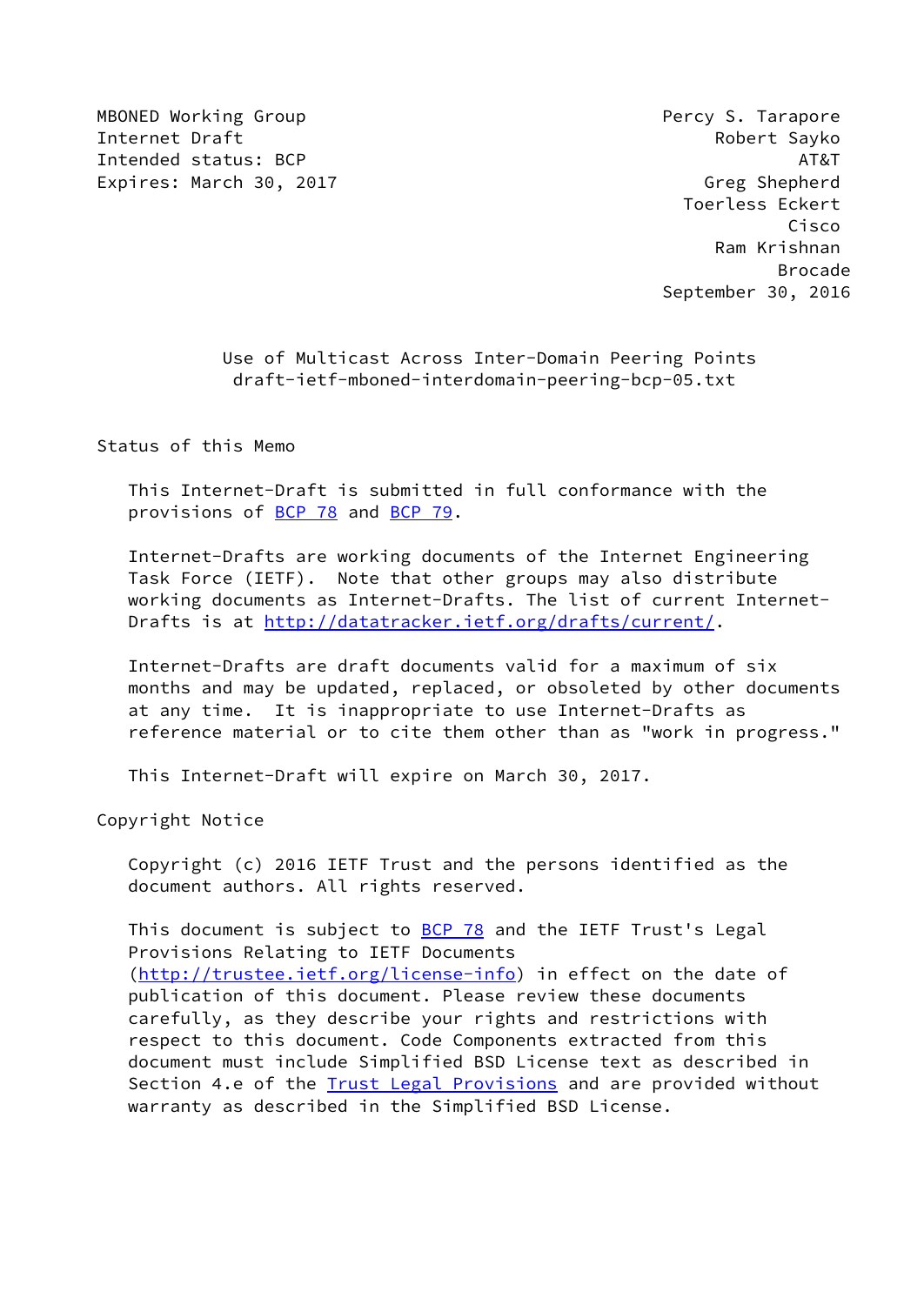MBONED Working Group
Internet Draft
Intended status: BCP
Expires: March 30, 2017

Percy S. Tarapore
Robert Sayko
AT&T
Greg Shepherd
Toerless Eckert
Cisco
Ram Krishnan
Brocade
September 30, 2016

# Use of Multicast Across Inter-Domain Peering Points
## draft-ietf-mboned-interdomain-peering-bcp-05.txt

## Status of this Memo

This Internet-Draft is submitted in full conformance with the provisions of BCP 78 and BCP 79.

Internet-Drafts are working documents of the Internet Engineering Task Force (IETF). Note that other groups may also distribute working documents as Internet-Drafts. The list of current Internet-Drafts is at http://datatracker.ietf.org/drafts/current/.

Internet-Drafts are draft documents valid for a maximum of six months and may be updated, replaced, or obsoleted by other documents at any time. It is inappropriate to use Internet-Drafts as reference material or to cite them other than as "work in progress."

This Internet-Draft will expire on March 30, 2017.

## Copyright Notice

Copyright (c) 2016 IETF Trust and the persons identified as the document authors. All rights reserved.

This document is subject to BCP 78 and the IETF Trust's Legal Provisions Relating to IETF Documents (http://trustee.ietf.org/license-info) in effect on the date of publication of this document. Please review these documents carefully, as they describe your rights and restrictions with respect to this document. Code Components extracted from this document must include Simplified BSD License text as described in Section 4.e of the Trust Legal Provisions and are provided without warranty as described in the Simplified BSD License.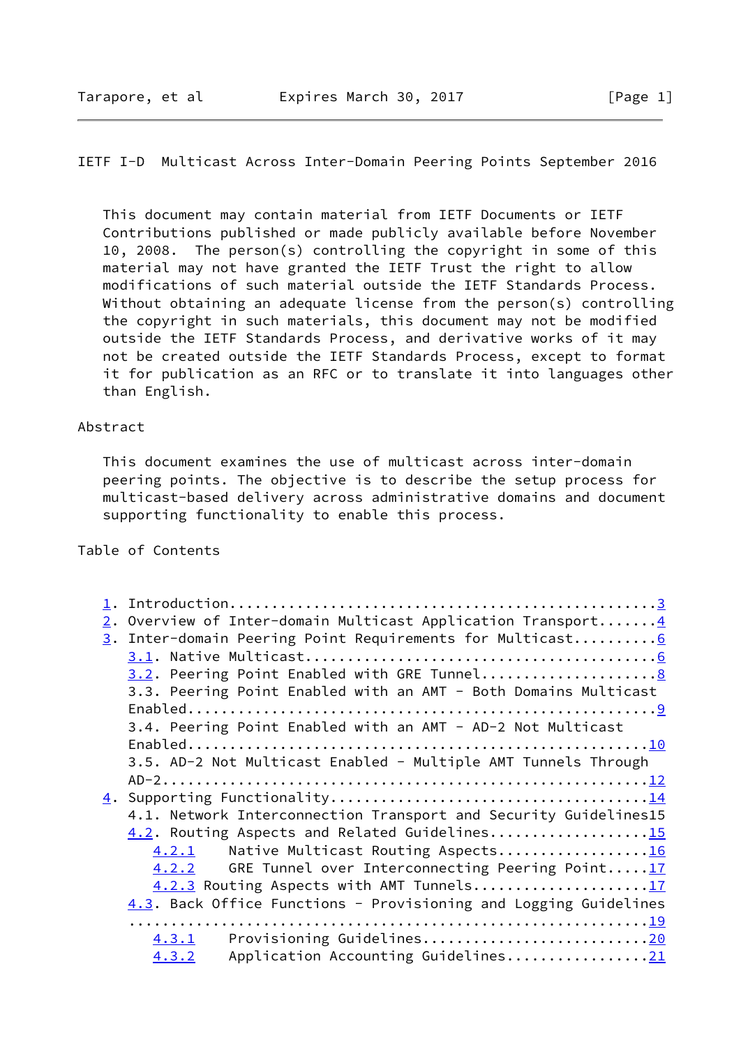This document may contain material from IETF Documents or IETF Contributions published or made publicly available before November 10, 2008. The person(s) controlling the copyright in some of this material may not have granted the IETF Trust the right to allow modifications of such material outside the IETF Standards Process. Without obtaining an adequate license from the person(s) controlling the copyright in such materials, this document may not be modified outside the IETF Standards Process, and derivative works of it may not be created outside the IETF Standards Process, except to format it for publication as an RFC or to translate it into languages other than English.

## Abstract

This document examines the use of multicast across inter-domain peering points. The objective is to describe the setup process for multicast-based delivery across administrative domains and document supporting functionality to enable this process.

## Table of Contents

```
1. Introduction................................................3
2. Overview of Inter-domain Multicast Application Transport.......4
3. Inter-domain Peering Point Requirements for Multicast..........6
   3.1. Native Multicast.........................................6
   3.2. Peering Point Enabled with GRE Tunnel....................8
   3.3. Peering Point Enabled with an AMT - Both Domains Multicast
   Enabled.......................................................9
   3.4. Peering Point Enabled with an AMT - AD-2 Not Multicast
   Enabled......................................................10
   3.5. AD-2 Not Multicast Enabled - Multiple AMT Tunnels Through
   AD-2.........................................................12
4. Supporting Functionality......................................14
   4.1. Network Interconnection Transport and Security Guidelines15
   4.2. Routing Aspects and Related Guidelines..................15
      4.2.1    Native Multicast Routing Aspects.................16
      4.2.2    GRE Tunnel over Interconnecting Peering Point.....17
      4.2.3 Routing Aspects with AMT Tunnels....................17
   4.3. Back Office Functions - Provisioning and Logging Guidelines
   .............................................................19
      4.3.1    Provisioning Guidelines..........................20
      4.3.2    Application Accounting Guidelines................21
```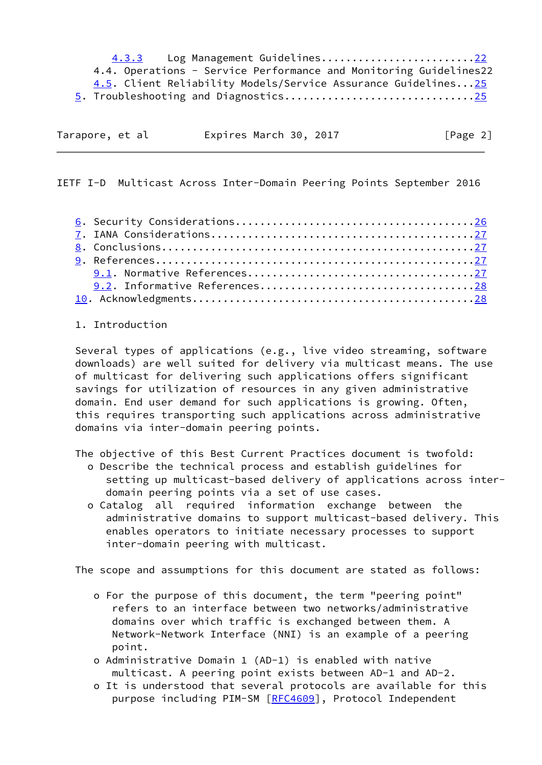4.3.3 Log Management Guidelines........................22
4.4. Operations - Service Performance and Monitoring Guidelines22
4.5. Client Reliability Models/Service Assurance Guidelines...25
5. Troubleshooting and Diagnostics.............................25

6. Security Considerations.....................................26
7. IANA Considerations.........................................27
8. Conclusions.................................................27
9. References..................................................27
9.1. Normative References......................................27
9.2. Informative References....................................28
10. Acknowledgments............................................28

# 1. Introduction

Several types of applications (e.g., live video streaming, software downloads) are well suited for delivery via multicast means. The use of multicast for delivering such applications offers significant savings for utilization of resources in any given administrative domain. End user demand for such applications is growing. Often, this requires transporting such applications across administrative domains via inter-domain peering points.

The objective of this Best Current Practices document is twofold:

- o Describe the technical process and establish guidelines for setting up multicast-based delivery of applications across inter-domain peering points via a set of use cases.
- o Catalog all required information exchange between the administrative domains to support multicast-based delivery. This enables operators to initiate necessary processes to support inter-domain peering with multicast.

The scope and assumptions for this document are stated as follows:

- o For the purpose of this document, the term "peering point" refers to an interface between two networks/administrative domains over which traffic is exchanged between them. A Network-Network Interface (NNI) is an example of a peering point.
- o Administrative Domain 1 (AD-1) is enabled with native multicast. A peering point exists between AD-1 and AD-2.
- o It is understood that several protocols are available for this purpose including PIM-SM [RFC4609], Protocol Independent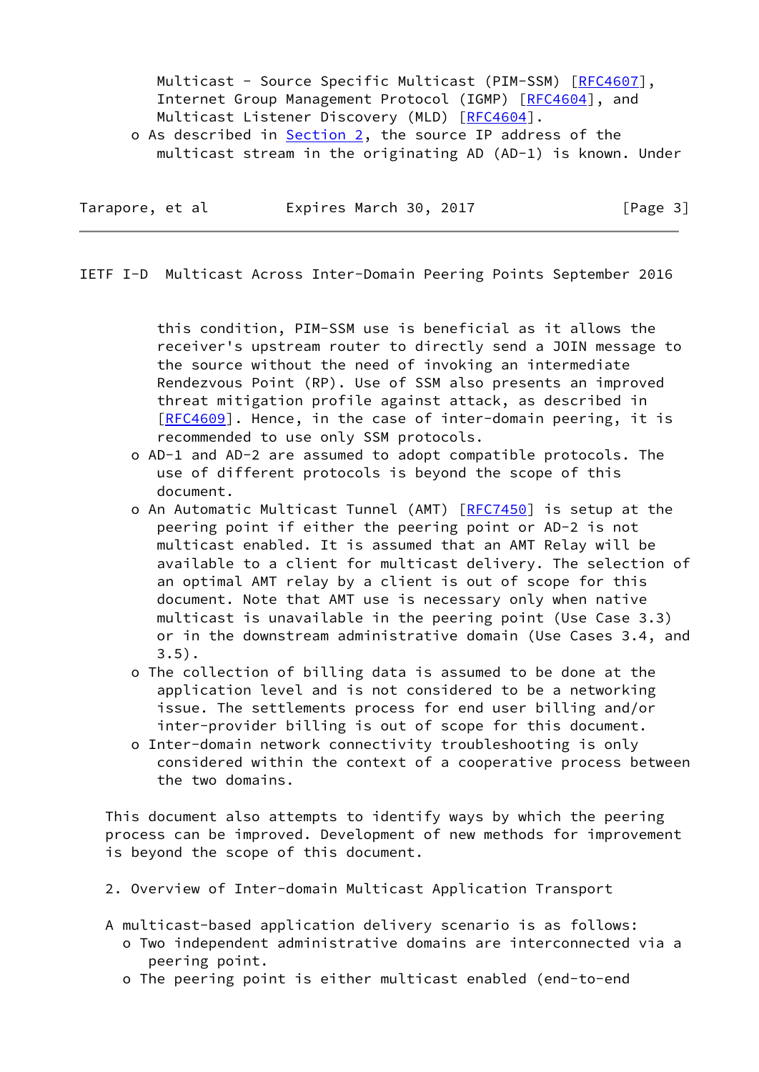Multicast - Source Specific Multicast (PIM-SSM) [RFC4607], Internet Group Management Protocol (IGMP) [RFC4604], and Multicast Listener Discovery (MLD) [RFC4604].

- As described in Section 2, the source IP address of the multicast stream in the originating AD (AD-1) is known. Under this condition, PIM-SSM use is beneficial as it allows the receiver's upstream router to directly send a JOIN message to the source without the need of invoking an intermediate Rendezvous Point (RP). Use of SSM also presents an improved threat mitigation profile against attack, as described in [RFC4609]. Hence, in the case of inter-domain peering, it is recommended to use only SSM protocols.
- AD-1 and AD-2 are assumed to adopt compatible protocols. The use of different protocols is beyond the scope of this document.
- An Automatic Multicast Tunnel (AMT) [RFC7450] is setup at the peering point if either the peering point or AD-2 is not multicast enabled. It is assumed that an AMT Relay will be available to a client for multicast delivery. The selection of an optimal AMT relay by a client is out of scope for this document. Note that AMT use is necessary only when native multicast is unavailable in the peering point (Use Case 3.3) or in the downstream administrative domain (Use Cases 3.4, and 3.5).
- The collection of billing data is assumed to be done at the application level and is not considered to be a networking issue. The settlements process for end user billing and/or inter-provider billing is out of scope for this document.
- Inter-domain network connectivity troubleshooting is only considered within the context of a cooperative process between the two domains.

This document also attempts to identify ways by which the peering process can be improved. Development of new methods for improvement is beyond the scope of this document.

## 2. Overview of Inter-domain Multicast Application Transport

A multicast-based application delivery scenario is as follows:

- Two independent administrative domains are interconnected via a peering point.
- The peering point is either multicast enabled (end-to-end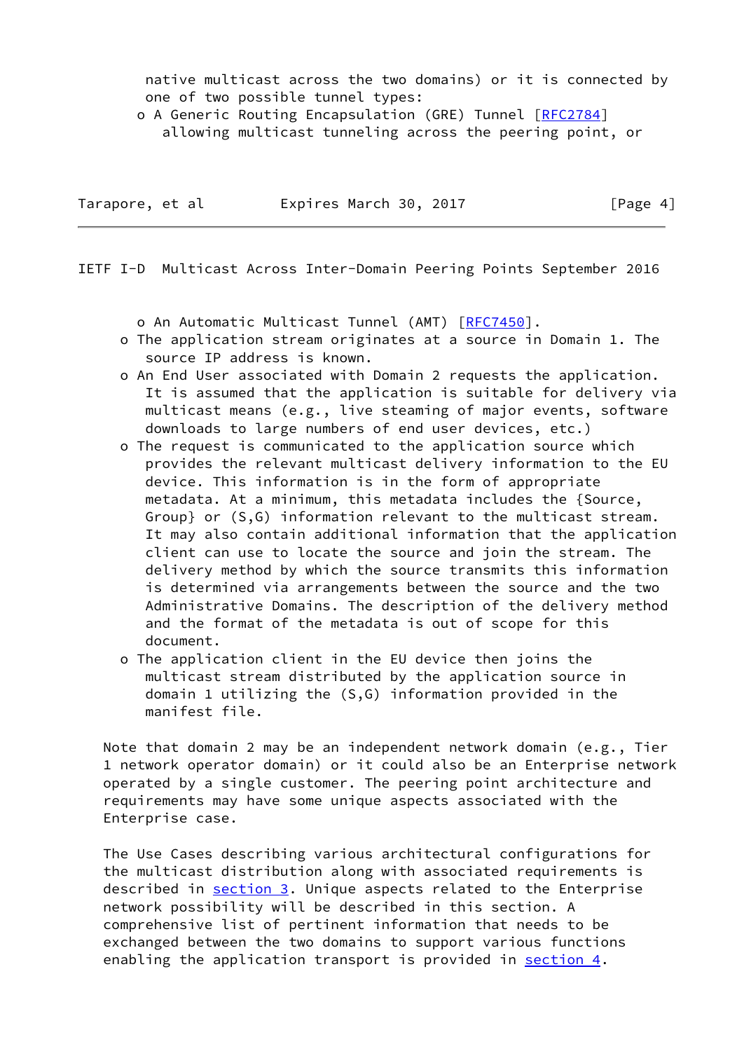native multicast across the two domains) or it is connected by one of two possible tunnel types:

   - A Generic Routing Encapsulation (GRE) Tunnel [RFC2784] allowing multicast tunneling across the peering point, or
   - An Automatic Multicast Tunnel (AMT) [RFC7450].

- The application stream originates at a source in Domain 1. The source IP address is known.
- An End User associated with Domain 2 requests the application. It is assumed that the application is suitable for delivery via multicast means (e.g., live steaming of major events, software downloads to large numbers of end user devices, etc.)
- The request is communicated to the application source which provides the relevant multicast delivery information to the EU device. This information is in the form of appropriate metadata. At a minimum, this metadata includes the {Source, Group} or (S,G) information relevant to the multicast stream. It may also contain additional information that the application client can use to locate the source and join the stream. The delivery method by which the source transmits this information is determined via arrangements between the source and the two Administrative Domains. The description of the delivery method and the format of the metadata is out of scope for this document.
- The application client in the EU device then joins the multicast stream distributed by the application source in domain 1 utilizing the (S,G) information provided in the manifest file.

Note that domain 2 may be an independent network domain (e.g., Tier 1 network operator domain) or it could also be an Enterprise network operated by a single customer. The peering point architecture and requirements may have some unique aspects associated with the Enterprise case.

The Use Cases describing various architectural configurations for the multicast distribution along with associated requirements is described in section 3. Unique aspects related to the Enterprise network possibility will be described in this section. A comprehensive list of pertinent information that needs to be exchanged between the two domains to support various functions enabling the application transport is provided in section 4.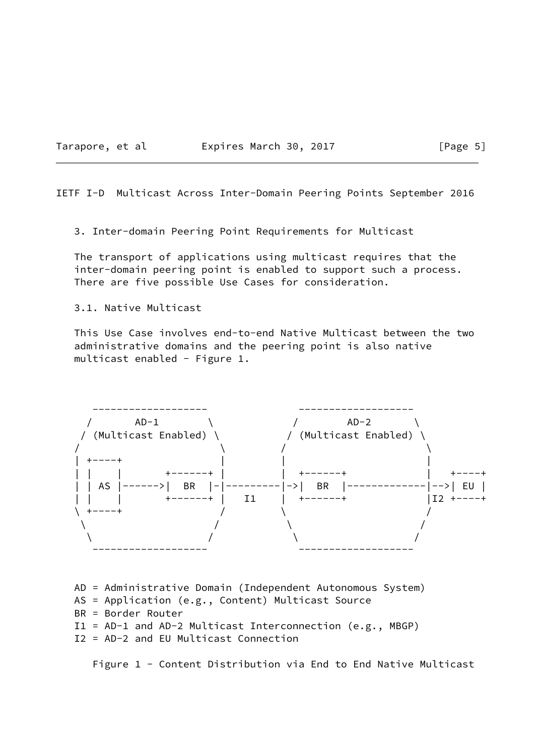## 3. Inter-domain Peering Point Requirements for Multicast

The transport of applications using multicast requires that the inter-domain peering point is enabled to support such a process. There are five possible Use Cases for consideration.

### 3.1. Native Multicast

This Use Case involves end-to-end Native Multicast between the two administrative domains and the peering point is also native multicast enabled - Figure 1.

```
   -------------------           -------------------
  /       AD-1        \         /        AD-2       \
 / (Multicast Enabled) \       / (Multicast Enabled) \
/                       \     /                       \
| +----+                |     |                       |
| |    |       +------+ |     |  +------+             |   +----+
| | AS |------>|  BR  |-|---------|->|  BR  |-------------|-->| EU |
| |    |       +------+ |  I1 |  +------+             |I2 +----+
\ +----+                /     \                       /
 \                     /       \                     /
  \                   /         \                   /
   -------------------           -------------------
```

AD = Administrative Domain (Independent Autonomous System)
AS = Application (e.g., Content) Multicast Source
BR = Border Router
I1 = AD-1 and AD-2 Multicast Interconnection (e.g., MBGP)
I2 = AD-2 and EU Multicast Connection

Figure 1 - Content Distribution via End to End Native Multicast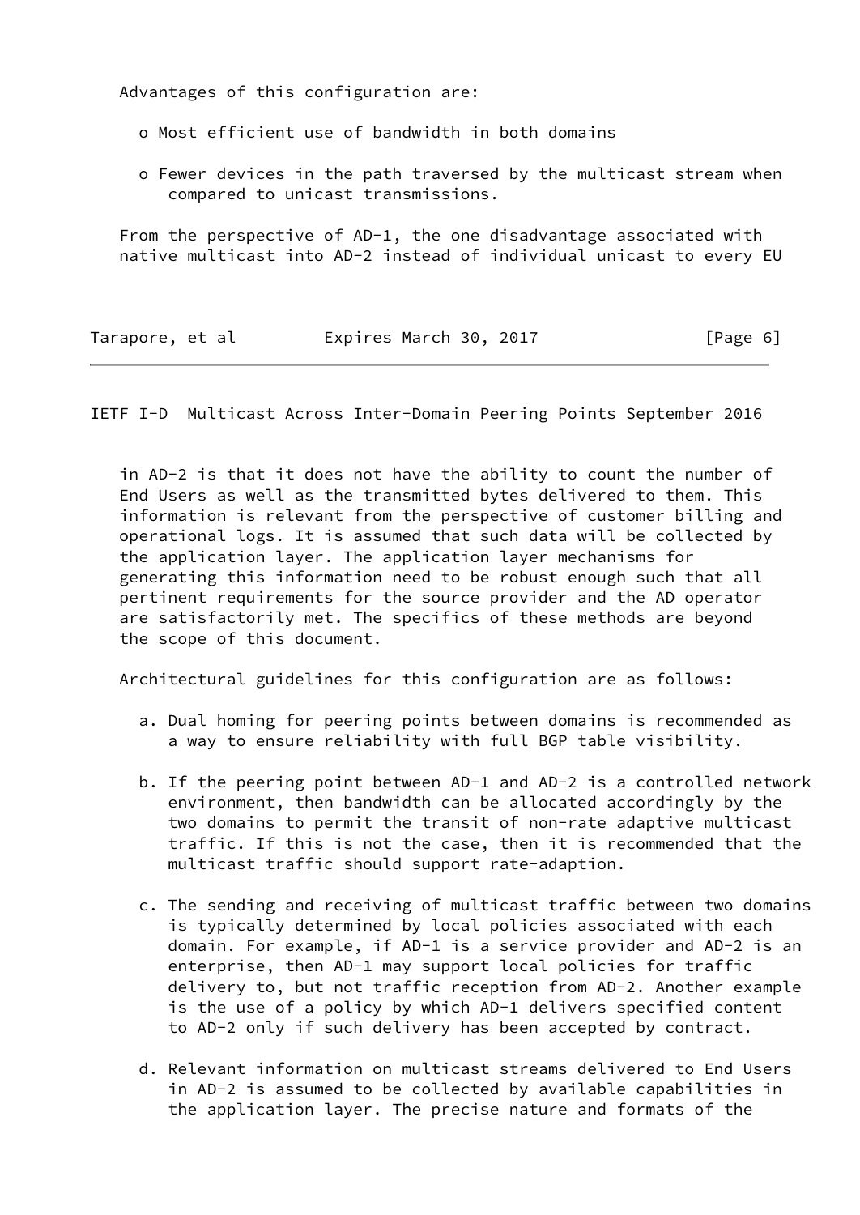Advantages of this configuration are:

- o Most efficient use of bandwidth in both domains
- o Fewer devices in the path traversed by the multicast stream when compared to unicast transmissions.

From the perspective of AD-1, the one disadvantage associated with native multicast into AD-2 instead of individual unicast to every EU in AD-2 is that it does not have the ability to count the number of End Users as well as the transmitted bytes delivered to them. This information is relevant from the perspective of customer billing and operational logs. It is assumed that such data will be collected by the application layer. The application layer mechanisms for generating this information need to be robust enough such that all pertinent requirements for the source provider and the AD operator are satisfactorily met. The specifics of these methods are beyond the scope of this document.

Architectural guidelines for this configuration are as follows:

a. Dual homing for peering points between domains is recommended as a way to ensure reliability with full BGP table visibility.

b. If the peering point between AD-1 and AD-2 is a controlled network environment, then bandwidth can be allocated accordingly by the two domains to permit the transit of non-rate adaptive multicast traffic. If this is not the case, then it is recommended that the multicast traffic should support rate-adaption.

c. The sending and receiving of multicast traffic between two domains is typically determined by local policies associated with each domain. For example, if AD-1 is a service provider and AD-2 is an enterprise, then AD-1 may support local policies for traffic delivery to, but not traffic reception from AD-2. Another example is the use of a policy by which AD-1 delivers specified content to AD-2 only if such delivery has been accepted by contract.

d. Relevant information on multicast streams delivered to End Users in AD-2 is assumed to be collected by available capabilities in the application layer. The precise nature and formats of the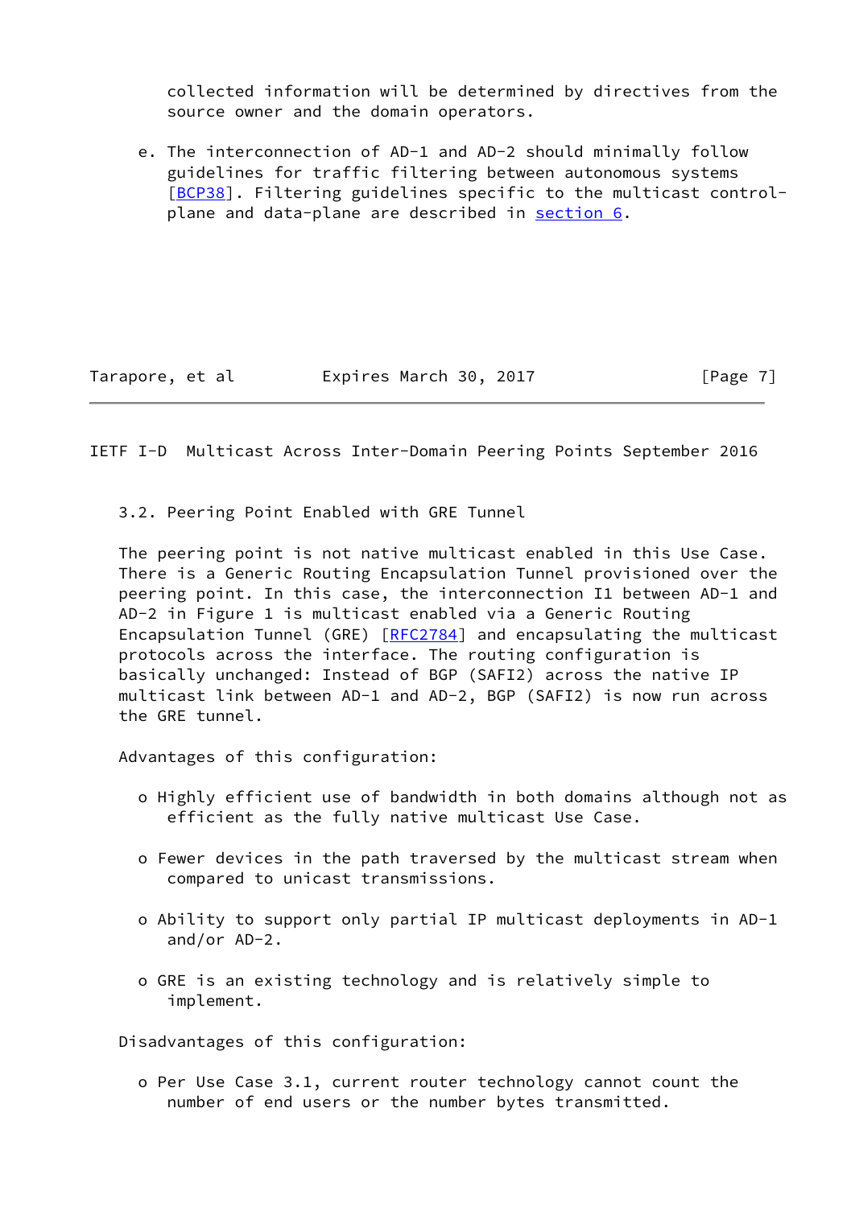collected information will be determined by directives from the source owner and the domain operators.

e. The interconnection of AD-1 and AD-2 should minimally follow guidelines for traffic filtering between autonomous systems [BCP38]. Filtering guidelines specific to the multicast control-plane and data-plane are described in section 6.

### 3.2. Peering Point Enabled with GRE Tunnel

The peering point is not native multicast enabled in this Use Case. There is a Generic Routing Encapsulation Tunnel provisioned over the peering point. In this case, the interconnection I1 between AD-1 and AD-2 in Figure 1 is multicast enabled via a Generic Routing Encapsulation Tunnel (GRE) [RFC2784] and encapsulating the multicast protocols across the interface. The routing configuration is basically unchanged: Instead of BGP (SAFI2) across the native IP multicast link between AD-1 and AD-2, BGP (SAFI2) is now run across the GRE tunnel.

Advantages of this configuration:

- o Highly efficient use of bandwidth in both domains although not as efficient as the fully native multicast Use Case.
- o Fewer devices in the path traversed by the multicast stream when compared to unicast transmissions.
- o Ability to support only partial IP multicast deployments in AD-1 and/or AD-2.
- o GRE is an existing technology and is relatively simple to implement.

Disadvantages of this configuration:

- o Per Use Case 3.1, current router technology cannot count the number of end users or the number bytes transmitted.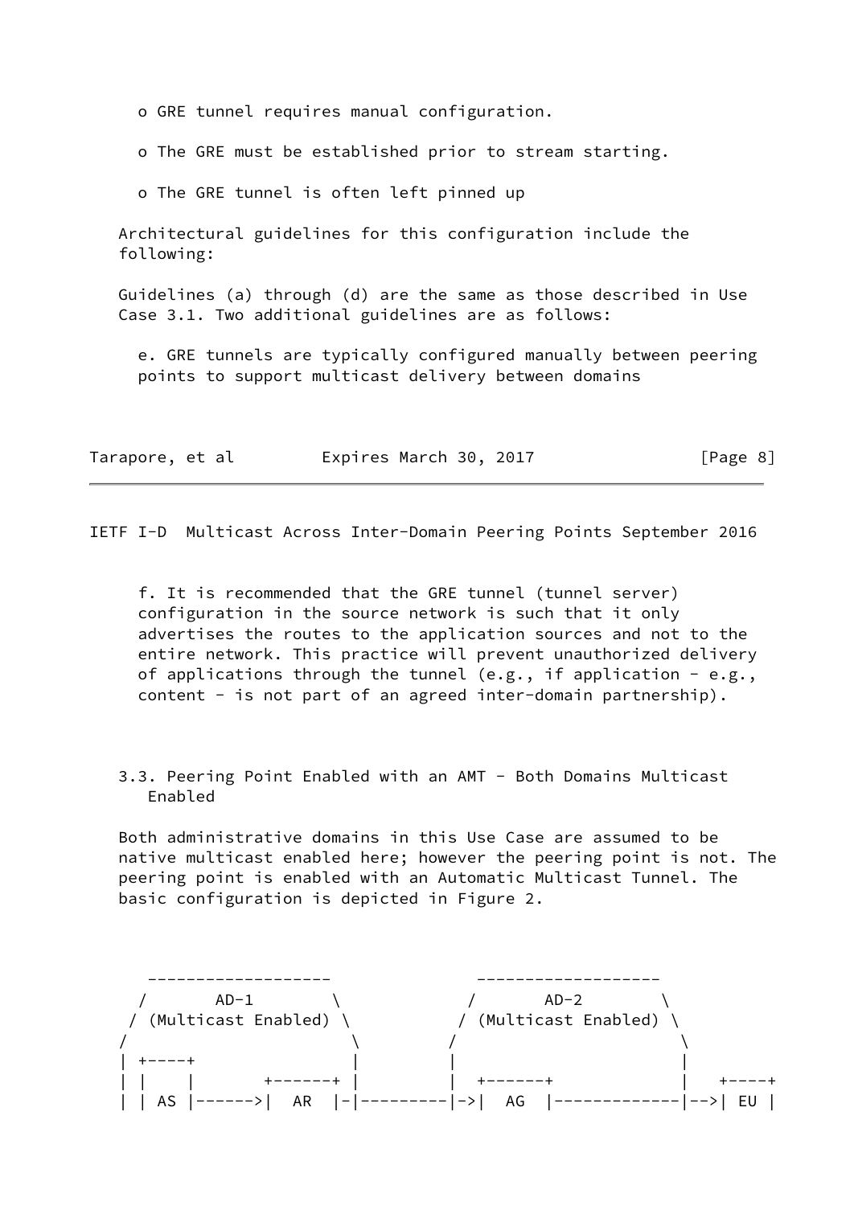- o GRE tunnel requires manual configuration.

- o The GRE must be established prior to stream starting.

- o The GRE tunnel is often left pinned up

Architectural guidelines for this configuration include the following:

Guidelines (a) through (d) are the same as those described in Use Case 3.1. Two additional guidelines are as follows:

e. GRE tunnels are typically configured manually between peering points to support multicast delivery between domains

f. It is recommended that the GRE tunnel (tunnel server) configuration in the source network is such that it only advertises the routes to the application sources and not to the entire network. This practice will prevent unauthorized delivery of applications through the tunnel (e.g., if application - e.g., content - is not part of an agreed inter-domain partnership).

### 3.3. Peering Point Enabled with an AMT - Both Domains Multicast Enabled

Both administrative domains in this Use Case are assumed to be native multicast enabled here; however the peering point is not. The peering point is enabled with an Automatic Multicast Tunnel. The basic configuration is depicted in Figure 2.

```
      -------------------             -------------------
     /       AD-1        \           /       AD-2        \
    / (Multicast Enabled) \         / (Multicast Enabled) \
   /                       \       /                       \
   | +----+                |       |                       |
   | |    |       +------+ |       |  +------+             |   +----+
   | | AS |------>|  AR  |-|-------|->|  AG  |-------------|-->| EU |
```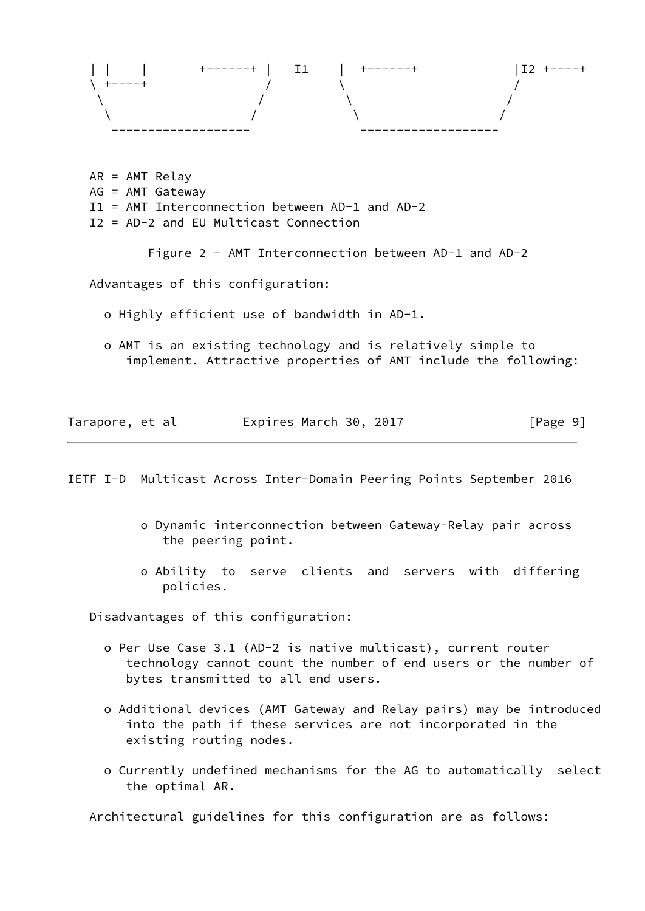```
   | |    |       +------+ |   I1    |  +------+            |I2 +----+
   \ +----+                /         \                      /
    \                     /           \                    /
     \                   /             \                  /
      -------------------               -------------------
```

AR = AMT Relay
AG = AMT Gateway
I1 = AMT Interconnection between AD-1 and AD-2
I2 = AD-2 and EU Multicast Connection

Figure 2 - AMT Interconnection between AD-1 and AD-2

Advantages of this configuration:

- Highly efficient use of bandwidth in AD-1.
- AMT is an existing technology and is relatively simple to implement. Attractive properties of AMT include the following:
  - Dynamic interconnection between Gateway-Relay pair across the peering point.
  - Ability to serve clients and servers with differing policies.

Disadvantages of this configuration:

- Per Use Case 3.1 (AD-2 is native multicast), current router technology cannot count the number of end users or the number of bytes transmitted to all end users.
- Additional devices (AMT Gateway and Relay pairs) may be introduced into the path if these services are not incorporated in the existing routing nodes.
- Currently undefined mechanisms for the AG to automatically select the optimal AR.

Architectural guidelines for this configuration are as follows: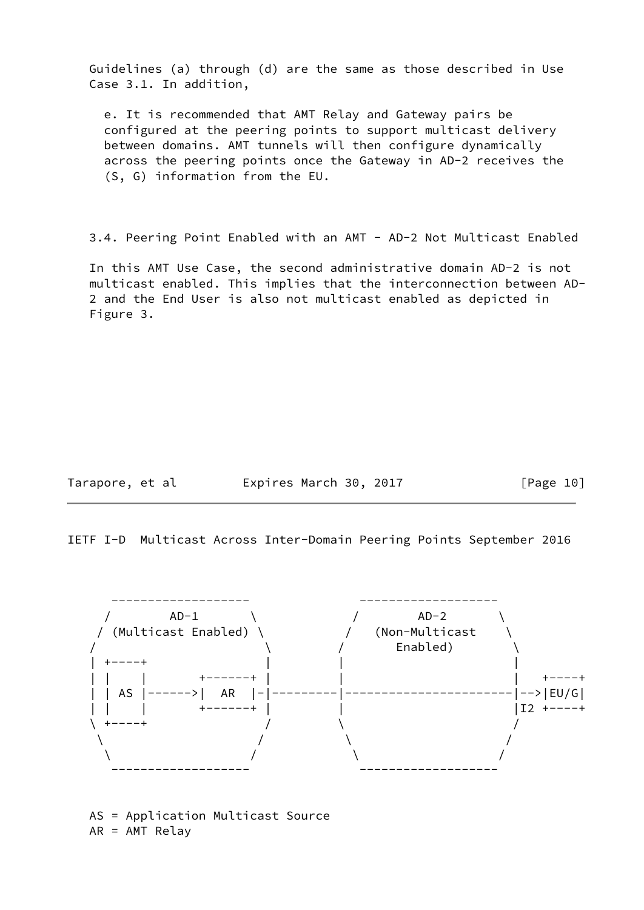Guidelines (a) through (d) are the same as those described in Use Case 3.1. In addition,

e. It is recommended that AMT Relay and Gateway pairs be configured at the peering points to support multicast delivery between domains. AMT tunnels will then configure dynamically across the peering points once the Gateway in AD-2 receives the (S, G) information from the EU.

### 3.4. Peering Point Enabled with an AMT - AD-2 Not Multicast Enabled

In this AMT Use Case, the second administrative domain AD-2 is not multicast enabled. This implies that the interconnection between AD-2 and the End User is also not multicast enabled as depicted in Figure 3.

```
      -------------------          -------------------
     /       AD-1        \        /        AD-2       \
    / (Multicast Enabled) \      /   (Non-Multicast    \
   /                       \    /       Enabled)        \
   | +----+                |    |                       |
   | |    |       +------+ |    |                       |   +----+
   | | AS |------>|  AR  |-|---------|-----------------------|-->|EU/G|
   | |    |       +------+ |    |                       |I2 +----+
   \ +----+                /    \                       /
    \                     /      \                     /
     \                   /        \                   /
      -------------------          -------------------
```

AS = Application Multicast Source
AR = AMT Relay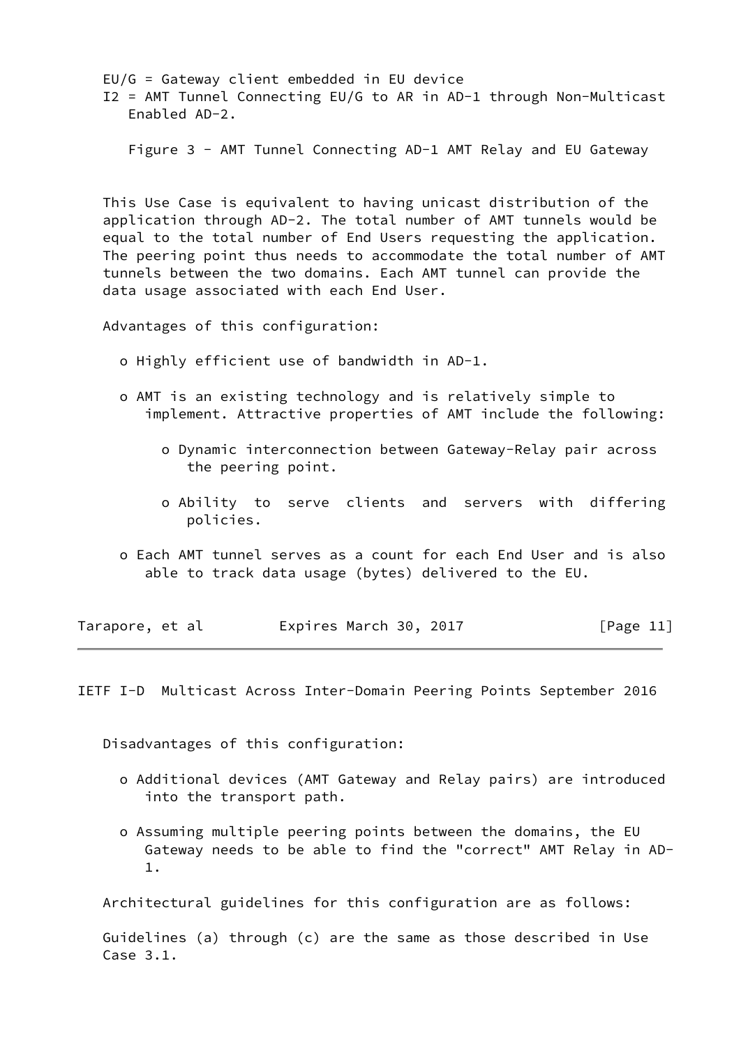EU/G = Gateway client embedded in EU device
I2 = AMT Tunnel Connecting EU/G to AR in AD-1 through Non-Multicast Enabled AD-2.

Figure 3 - AMT Tunnel Connecting AD-1 AMT Relay and EU Gateway

This Use Case is equivalent to having unicast distribution of the application through AD-2. The total number of AMT tunnels would be equal to the total number of End Users requesting the application. The peering point thus needs to accommodate the total number of AMT tunnels between the two domains. Each AMT tunnel can provide the data usage associated with each End User.

Advantages of this configuration:

- Highly efficient use of bandwidth in AD-1.
- AMT is an existing technology and is relatively simple to implement. Attractive properties of AMT include the following:
  - Dynamic interconnection between Gateway-Relay pair across the peering point.
  - Ability to serve clients and servers with differing policies.
- Each AMT tunnel serves as a count for each End User and is also able to track data usage (bytes) delivered to the EU.

Disadvantages of this configuration:

- Additional devices (AMT Gateway and Relay pairs) are introduced into the transport path.
- Assuming multiple peering points between the domains, the EU Gateway needs to be able to find the "correct" AMT Relay in AD-1.

Architectural guidelines for this configuration are as follows:

Guidelines (a) through (c) are the same as those described in Use Case 3.1.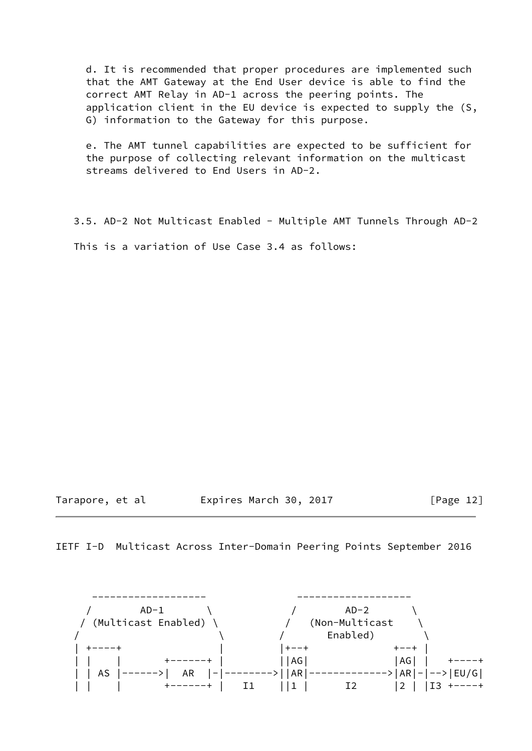d. It is recommended that proper procedures are implemented such that the AMT Gateway at the End User device is able to find the correct AMT Relay in AD-1 across the peering points. The application client in the EU device is expected to supply the (S, G) information to the Gateway for this purpose.

e. The AMT tunnel capabilities are expected to be sufficient for the purpose of collecting relevant information on the multicast streams delivered to End Users in AD-2.

### 3.5. AD-2 Not Multicast Enabled - Multiple AMT Tunnels Through AD-2

This is a variation of Use Case 3.4 as follows:

```
     -------------------              -------------------
    /       AD-1        \            /       AD-2        \
   / (Multicast Enabled) \          /   (Non-Multicast    \
  /                       \        /       Enabled)        \
  | +----+                |        |+--+               +--+ |
  | |    |       +------+ |        ||AG|               |AG| |   +----+
  | | AS |------>|  AR  |-|------->||AR|-------------->|AR|-|-->|EU/G|
  | |    |       +------+ |   I1   ||1 |      I2       |2 | |I3 +----+
```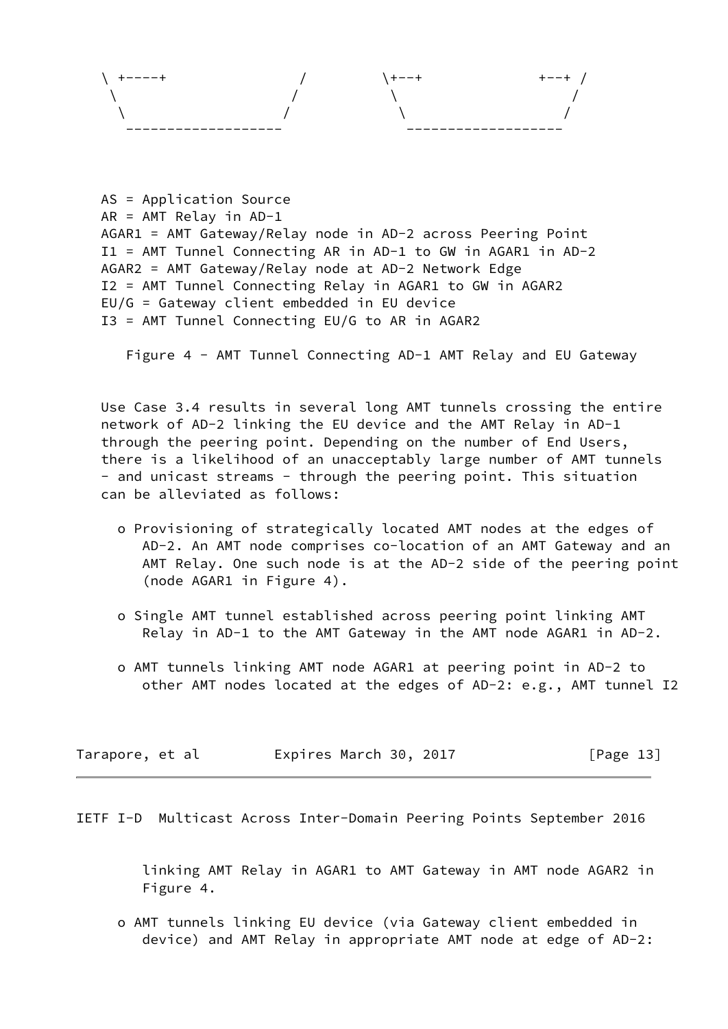```
  \ +----+              /         \+--+              +--+ /
   \                   /           \                     /
    \                 /             \                   /
     ------------------              ------------------
```

AS = Application Source
AR = AMT Relay in AD-1
AGAR1 = AMT Gateway/Relay node in AD-2 across Peering Point
I1 = AMT Tunnel Connecting AR in AD-1 to GW in AGAR1 in AD-2
AGAR2 = AMT Gateway/Relay node at AD-2 Network Edge
I2 = AMT Tunnel Connecting Relay in AGAR1 to GW in AGAR2
EU/G = Gateway client embedded in EU device
I3 = AMT Tunnel Connecting EU/G to AR in AGAR2

Figure 4 - AMT Tunnel Connecting AD-1 AMT Relay and EU Gateway

Use Case 3.4 results in several long AMT tunnels crossing the entire network of AD-2 linking the EU device and the AMT Relay in AD-1 through the peering point. Depending on the number of End Users, there is a likelihood of an unacceptably large number of AMT tunnels - and unicast streams - through the peering point. This situation can be alleviated as follows:

- Provisioning of strategically located AMT nodes at the edges of AD-2. An AMT node comprises co-location of an AMT Gateway and an AMT Relay. One such node is at the AD-2 side of the peering point (node AGAR1 in Figure 4).

- Single AMT tunnel established across peering point linking AMT Relay in AD-1 to the AMT Gateway in the AMT node AGAR1 in AD-2.

- AMT tunnels linking AMT node AGAR1 at peering point in AD-2 to other AMT nodes located at the edges of AD-2: e.g., AMT tunnel I2 linking AMT Relay in AGAR1 to AMT Gateway in AMT node AGAR2 in Figure 4.

- AMT tunnels linking EU device (via Gateway client embedded in device) and AMT Relay in appropriate AMT node at edge of AD-2: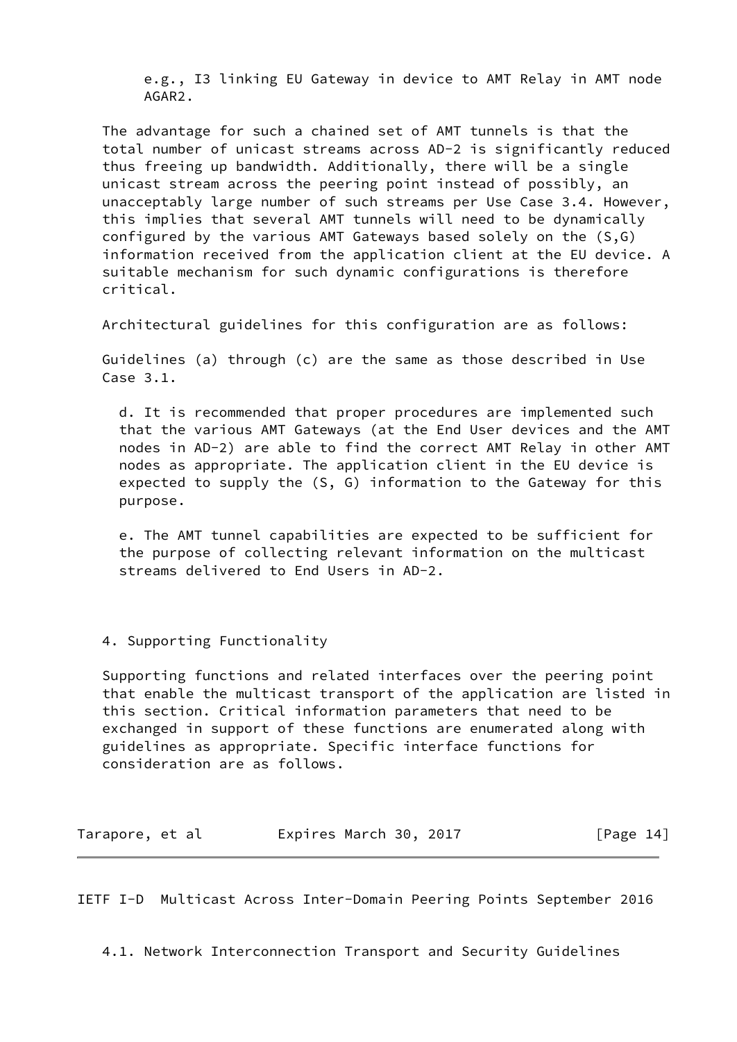e.g., I3 linking EU Gateway in device to AMT Relay in AMT node AGAR2.

The advantage for such a chained set of AMT tunnels is that the total number of unicast streams across AD-2 is significantly reduced thus freeing up bandwidth. Additionally, there will be a single unicast stream across the peering point instead of possibly, an unacceptably large number of such streams per Use Case 3.4. However, this implies that several AMT tunnels will need to be dynamically configured by the various AMT Gateways based solely on the (S,G) information received from the application client at the EU device. A suitable mechanism for such dynamic configurations is therefore critical.

Architectural guidelines for this configuration are as follows:

Guidelines (a) through (c) are the same as those described in Use Case 3.1.

d. It is recommended that proper procedures are implemented such that the various AMT Gateways (at the End User devices and the AMT nodes in AD-2) are able to find the correct AMT Relay in other AMT nodes as appropriate. The application client in the EU device is expected to supply the (S, G) information to the Gateway for this purpose.

e. The AMT tunnel capabilities are expected to be sufficient for the purpose of collecting relevant information on the multicast streams delivered to End Users in AD-2.

## 4. Supporting Functionality

Supporting functions and related interfaces over the peering point that enable the multicast transport of the application are listed in this section. Critical information parameters that need to be exchanged in support of these functions are enumerated along with guidelines as appropriate. Specific interface functions for consideration are as follows.

### 4.1. Network Interconnection Transport and Security Guidelines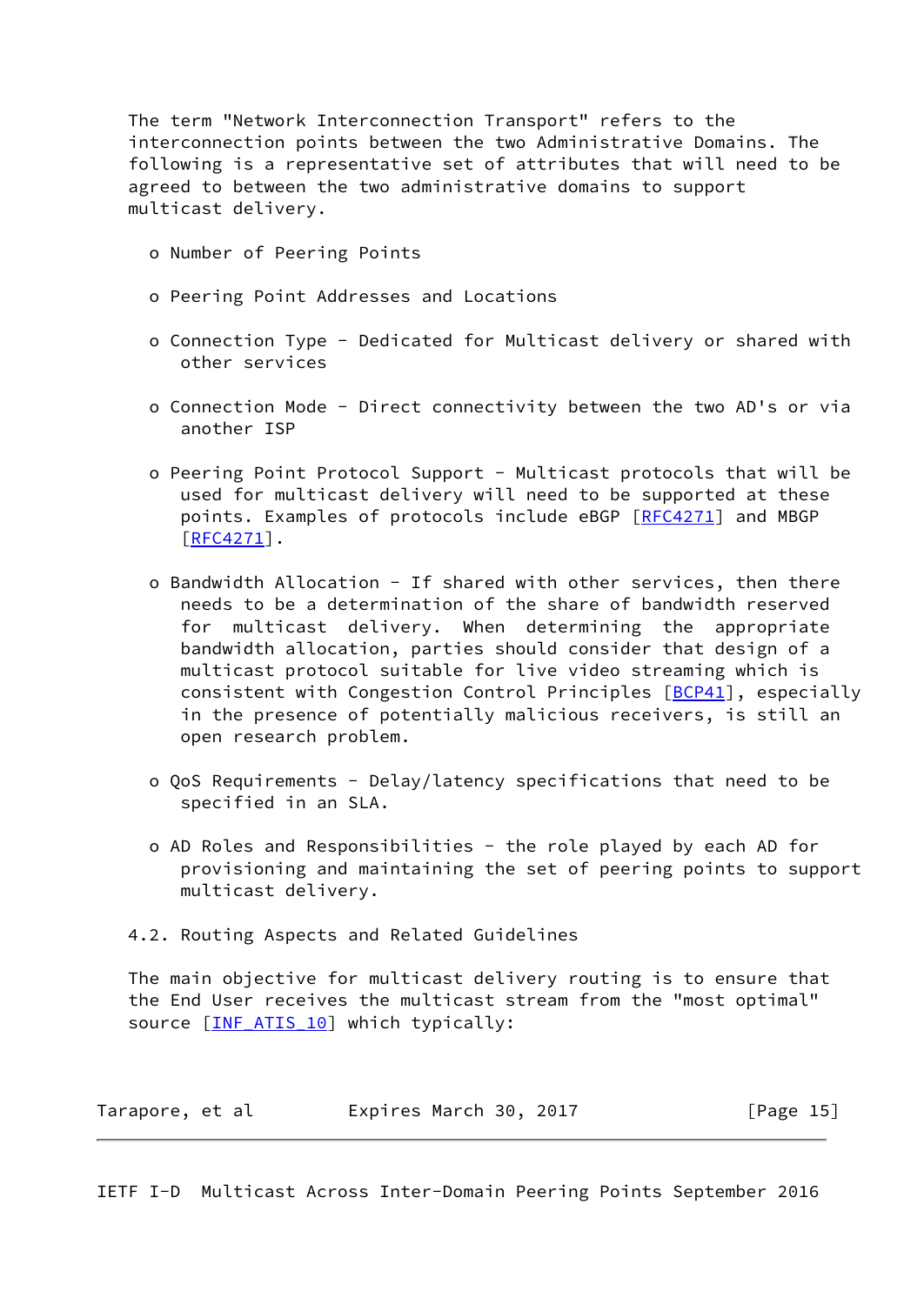The term "Network Interconnection Transport" refers to the interconnection points between the two Administrative Domains. The following is a representative set of attributes that will need to be agreed to between the two administrative domains to support multicast delivery.

- Number of Peering Points
- Peering Point Addresses and Locations
- Connection Type - Dedicated for Multicast delivery or shared with other services
- Connection Mode - Direct connectivity between the two AD's or via another ISP
- Peering Point Protocol Support - Multicast protocols that will be used for multicast delivery will need to be supported at these points. Examples of protocols include eBGP [RFC4271] and MBGP [RFC4271].
- Bandwidth Allocation - If shared with other services, then there needs to be a determination of the share of bandwidth reserved for multicast delivery. When determining the appropriate bandwidth allocation, parties should consider that design of a multicast protocol suitable for live video streaming which is consistent with Congestion Control Principles [BCP41], especially in the presence of potentially malicious receivers, is still an open research problem.
- QoS Requirements - Delay/latency specifications that need to be specified in an SLA.
- AD Roles and Responsibilities - the role played by each AD for provisioning and maintaining the set of peering points to support multicast delivery.

## 4.2. Routing Aspects and Related Guidelines

The main objective for multicast delivery routing is to ensure that the End User receives the multicast stream from the "most optimal" source [INF_ATIS_10] which typically: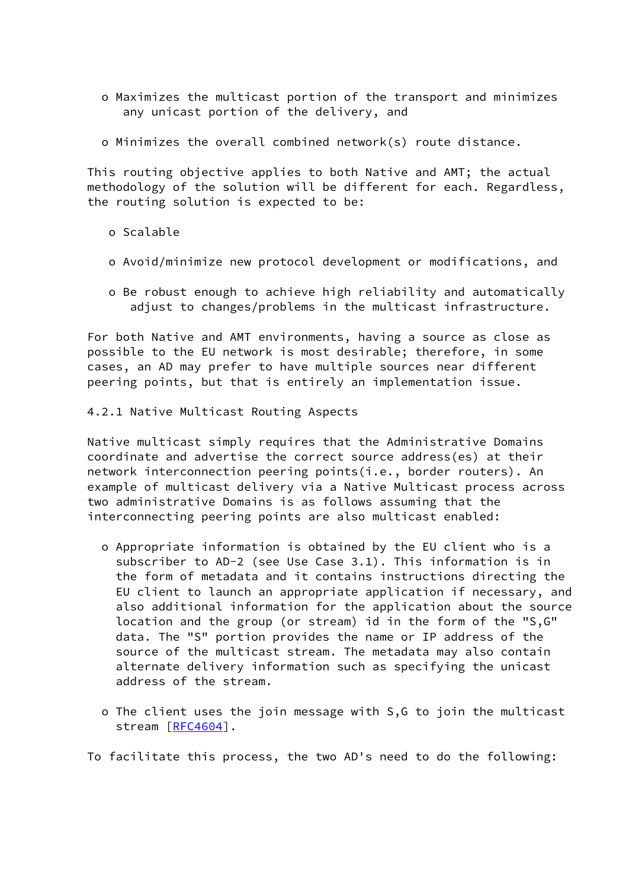- Maximizes the multicast portion of the transport and minimizes any unicast portion of the delivery, and

- Minimizes the overall combined network(s) route distance.

This routing objective applies to both Native and AMT; the actual methodology of the solution will be different for each. Regardless, the routing solution is expected to be:

- Scalable

- Avoid/minimize new protocol development or modifications, and

- Be robust enough to achieve high reliability and automatically adjust to changes/problems in the multicast infrastructure.

For both Native and AMT environments, having a source as close as possible to the EU network is most desirable; therefore, in some cases, an AD may prefer to have multiple sources near different peering points, but that is entirely an implementation issue.

### 4.2.1 Native Multicast Routing Aspects

Native multicast simply requires that the Administrative Domains coordinate and advertise the correct source address(es) at their network interconnection peering points(i.e., border routers). An example of multicast delivery via a Native Multicast process across two administrative Domains is as follows assuming that the interconnecting peering points are also multicast enabled:

- Appropriate information is obtained by the EU client who is a subscriber to AD-2 (see Use Case 3.1). This information is in the form of metadata and it contains instructions directing the EU client to launch an appropriate application if necessary, and also additional information for the application about the source location and the group (or stream) id in the form of the "S,G" data. The "S" portion provides the name or IP address of the source of the multicast stream. The metadata may also contain alternate delivery information such as specifying the unicast address of the stream.

- The client uses the join message with S,G to join the multicast stream [RFC4604].

To facilitate this process, the two AD's need to do the following: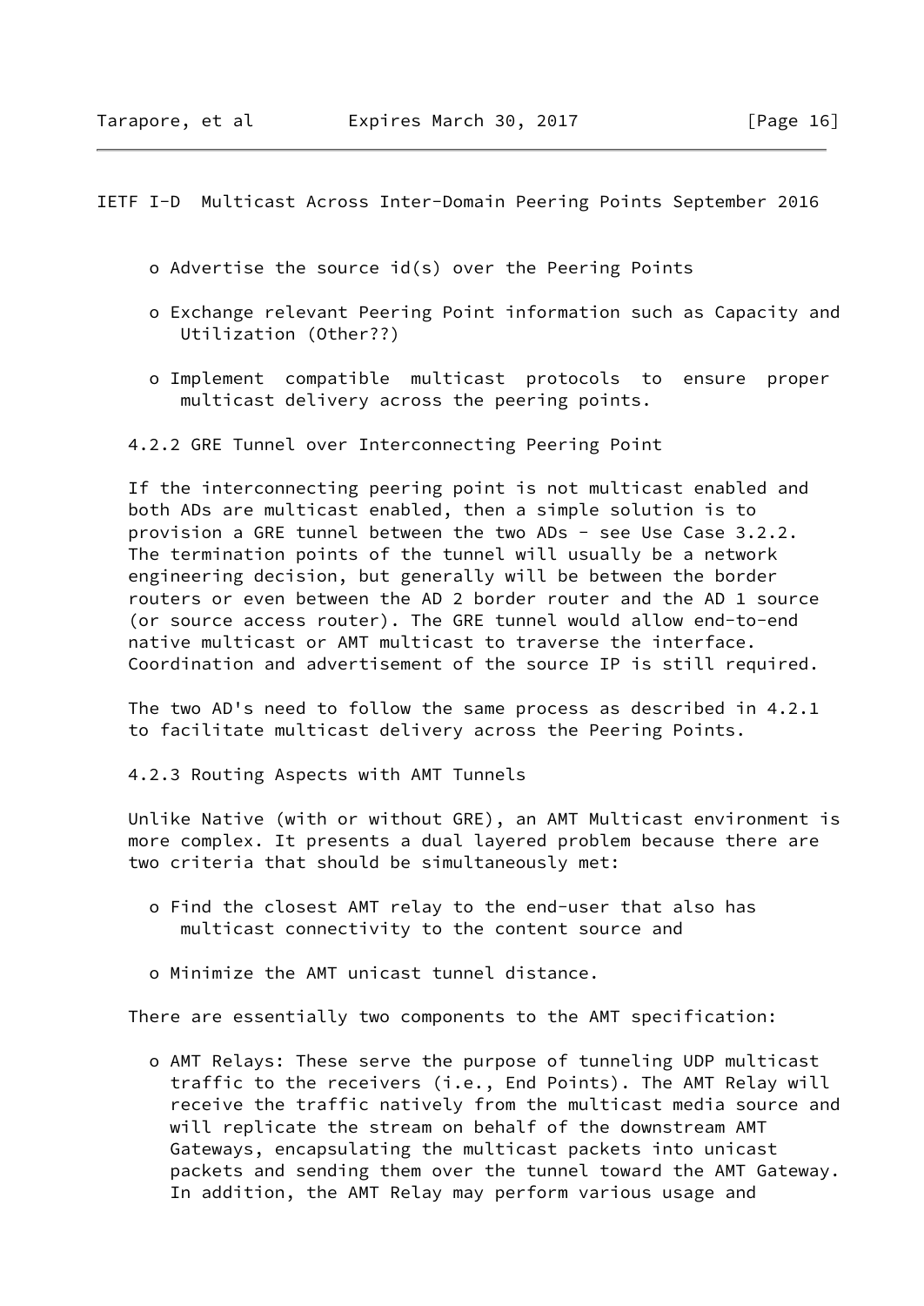- Advertise the source id(s) over the Peering Points

- Exchange relevant Peering Point information such as Capacity and Utilization (Other??)

- Implement compatible multicast protocols to ensure proper multicast delivery across the peering points.

### 4.2.2 GRE Tunnel over Interconnecting Peering Point

If the interconnecting peering point is not multicast enabled and both ADs are multicast enabled, then a simple solution is to provision a GRE tunnel between the two ADs - see Use Case 3.2.2. The termination points of the tunnel will usually be a network engineering decision, but generally will be between the border routers or even between the AD 2 border router and the AD 1 source (or source access router). The GRE tunnel would allow end-to-end native multicast or AMT multicast to traverse the interface. Coordination and advertisement of the source IP is still required.

The two AD's need to follow the same process as described in 4.2.1 to facilitate multicast delivery across the Peering Points.

### 4.2.3 Routing Aspects with AMT Tunnels

Unlike Native (with or without GRE), an AMT Multicast environment is more complex. It presents a dual layered problem because there are two criteria that should be simultaneously met:

- Find the closest AMT relay to the end-user that also has multicast connectivity to the content source and

- Minimize the AMT unicast tunnel distance.

There are essentially two components to the AMT specification:

- AMT Relays: These serve the purpose of tunneling UDP multicast traffic to the receivers (i.e., End Points). The AMT Relay will receive the traffic natively from the multicast media source and will replicate the stream on behalf of the downstream AMT Gateways, encapsulating the multicast packets into unicast packets and sending them over the tunnel toward the AMT Gateway. In addition, the AMT Relay may perform various usage and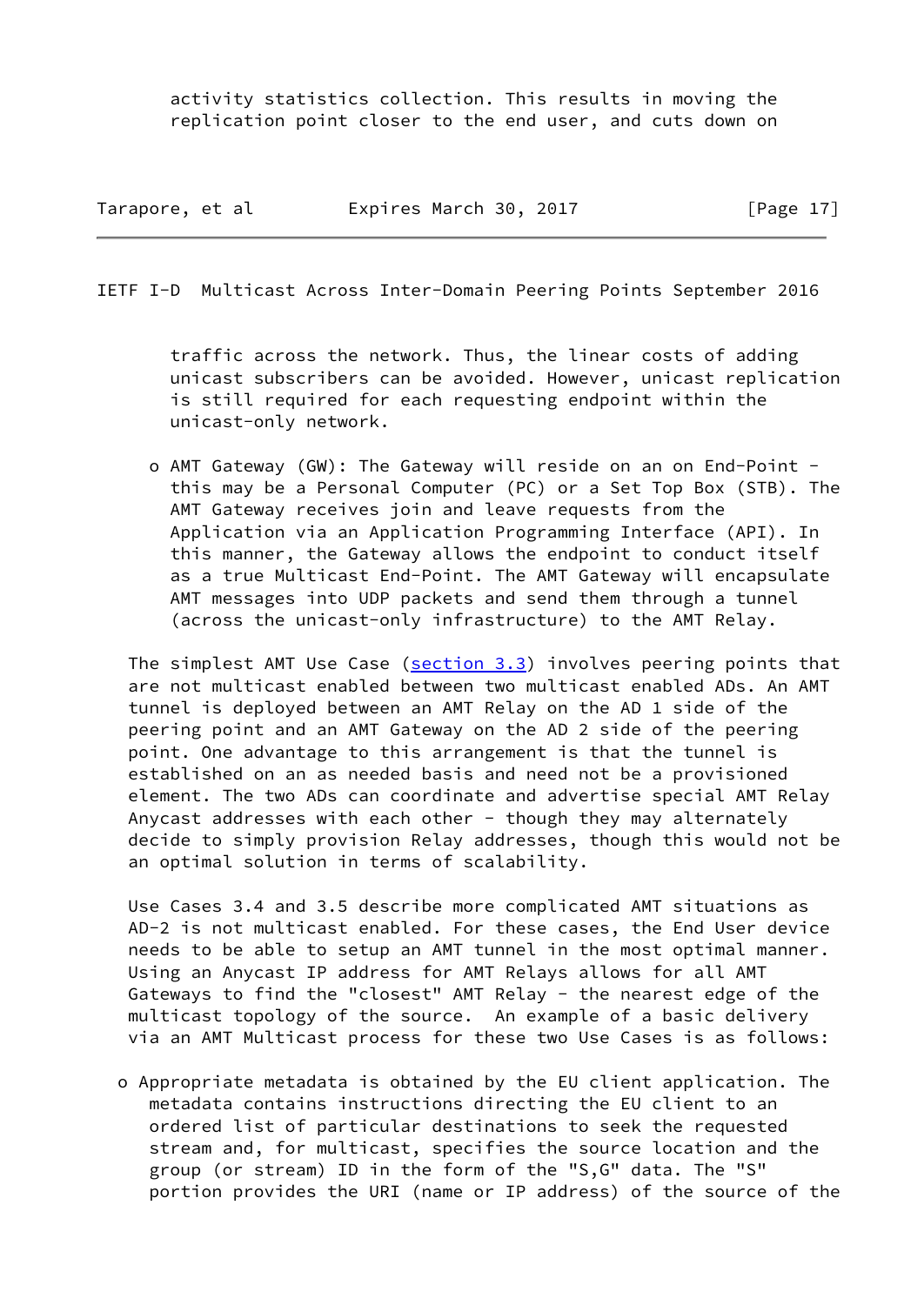activity statistics collection. This results in moving the replication point closer to the end user, and cuts down on traffic across the network. Thus, the linear costs of adding unicast subscribers can be avoided. However, unicast replication is still required for each requesting endpoint within the unicast-only network.

- AMT Gateway (GW): The Gateway will reside on an on End-Point - this may be a Personal Computer (PC) or a Set Top Box (STB). The AMT Gateway receives join and leave requests from the Application via an Application Programming Interface (API). In this manner, the Gateway allows the endpoint to conduct itself as a true Multicast End-Point. The AMT Gateway will encapsulate AMT messages into UDP packets and send them through a tunnel (across the unicast-only infrastructure) to the AMT Relay.

The simplest AMT Use Case (section 3.3) involves peering points that are not multicast enabled between two multicast enabled ADs. An AMT tunnel is deployed between an AMT Relay on the AD 1 side of the peering point and an AMT Gateway on the AD 2 side of the peering point. One advantage to this arrangement is that the tunnel is established on an as needed basis and need not be a provisioned element. The two ADs can coordinate and advertise special AMT Relay Anycast addresses with each other - though they may alternately decide to simply provision Relay addresses, though this would not be an optimal solution in terms of scalability.

Use Cases 3.4 and 3.5 describe more complicated AMT situations as AD-2 is not multicast enabled. For these cases, the End User device needs to be able to setup an AMT tunnel in the most optimal manner. Using an Anycast IP address for AMT Relays allows for all AMT Gateways to find the "closest" AMT Relay - the nearest edge of the multicast topology of the source. An example of a basic delivery via an AMT Multicast process for these two Use Cases is as follows:

- Appropriate metadata is obtained by the EU client application. The metadata contains instructions directing the EU client to an ordered list of particular destinations to seek the requested stream and, for multicast, specifies the source location and the group (or stream) ID in the form of the "S,G" data. The "S" portion provides the URI (name or IP address) of the source of the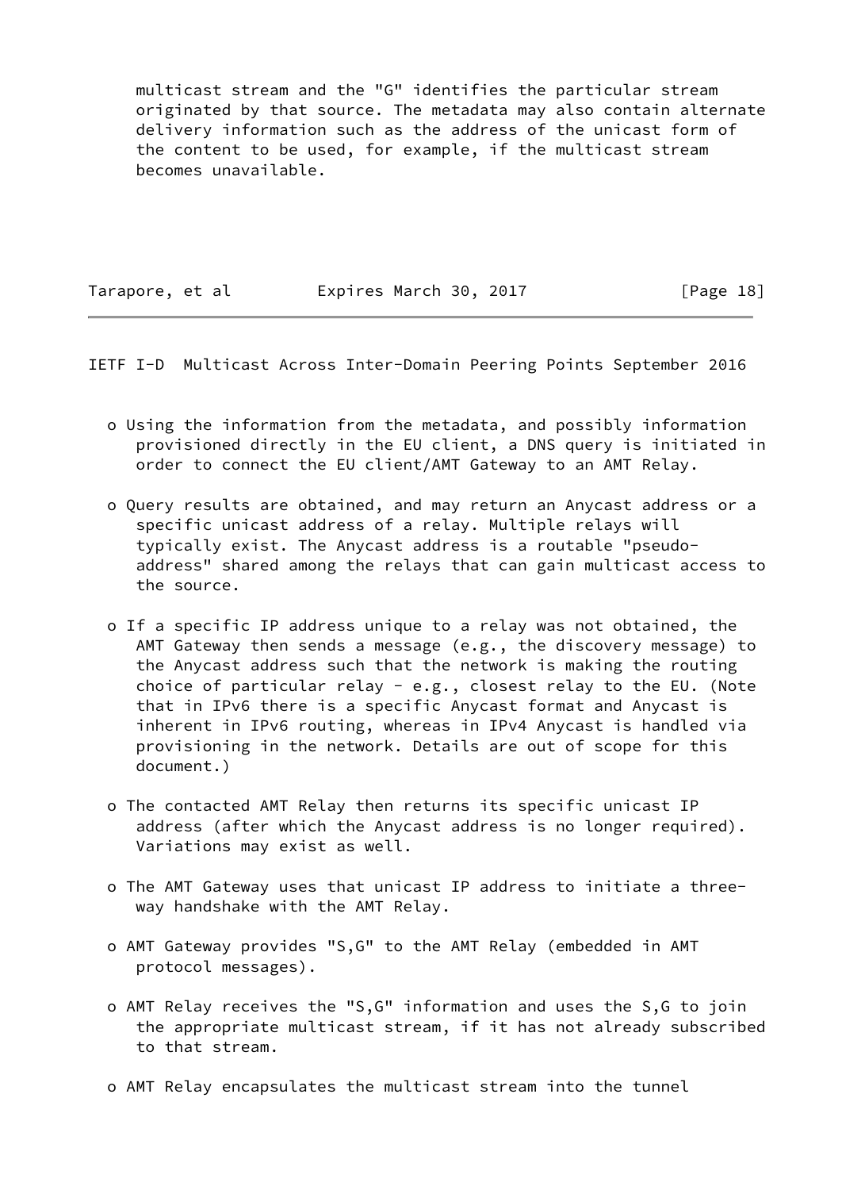multicast stream and the "G" identifies the particular stream originated by that source. The metadata may also contain alternate delivery information such as the address of the unicast form of the content to be used, for example, if the multicast stream becomes unavailable.

- Using the information from the metadata, and possibly information provisioned directly in the EU client, a DNS query is initiated in order to connect the EU client/AMT Gateway to an AMT Relay.

- Query results are obtained, and may return an Anycast address or a specific unicast address of a relay. Multiple relays will typically exist. The Anycast address is a routable "pseudo-address" shared among the relays that can gain multicast access to the source.

- If a specific IP address unique to a relay was not obtained, the AMT Gateway then sends a message (e.g., the discovery message) to the Anycast address such that the network is making the routing choice of particular relay - e.g., closest relay to the EU. (Note that in IPv6 there is a specific Anycast format and Anycast is inherent in IPv6 routing, whereas in IPv4 Anycast is handled via provisioning in the network. Details are out of scope for this document.)

- The contacted AMT Relay then returns its specific unicast IP address (after which the Anycast address is no longer required). Variations may exist as well.

- The AMT Gateway uses that unicast IP address to initiate a three-way handshake with the AMT Relay.

- AMT Gateway provides "S,G" to the AMT Relay (embedded in AMT protocol messages).

- AMT Relay receives the "S,G" information and uses the S,G to join the appropriate multicast stream, if it has not already subscribed to that stream.

- AMT Relay encapsulates the multicast stream into the tunnel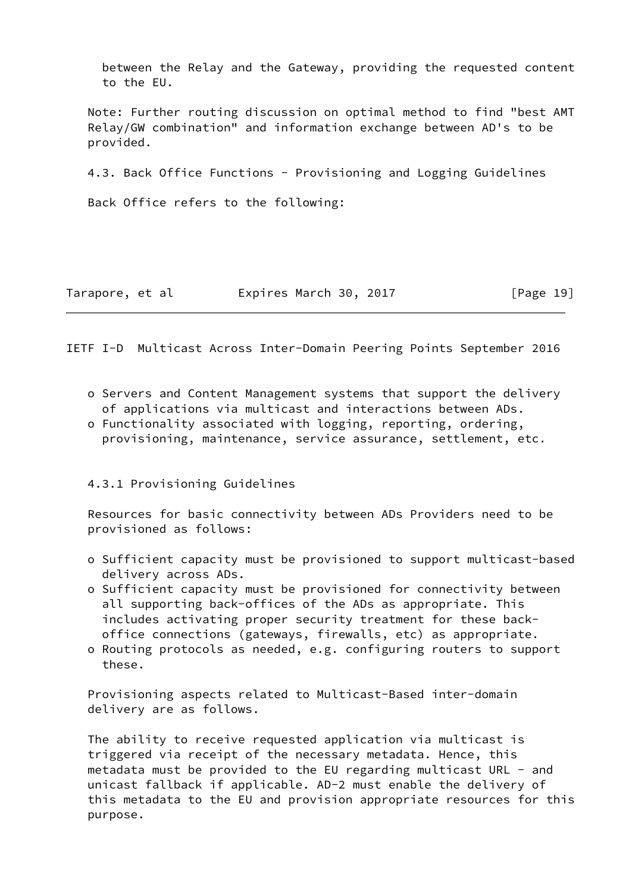between the Relay and the Gateway, providing the requested content to the EU.

Note: Further routing discussion on optimal method to find "best AMT Relay/GW combination" and information exchange between AD's to be provided.

### 4.3. Back Office Functions - Provisioning and Logging Guidelines

Back Office refers to the following:

- Servers and Content Management systems that support the delivery of applications via multicast and interactions between ADs.
- Functionality associated with logging, reporting, ordering, provisioning, maintenance, service assurance, settlement, etc.

#### 4.3.1 Provisioning Guidelines

Resources for basic connectivity between ADs Providers need to be provisioned as follows:

- Sufficient capacity must be provisioned to support multicast-based delivery across ADs.
- Sufficient capacity must be provisioned for connectivity between all supporting back-offices of the ADs as appropriate. This includes activating proper security treatment for these back-office connections (gateways, firewalls, etc) as appropriate.
- Routing protocols as needed, e.g. configuring routers to support these.

Provisioning aspects related to Multicast-Based inter-domain delivery are as follows.

The ability to receive requested application via multicast is triggered via receipt of the necessary metadata. Hence, this metadata must be provided to the EU regarding multicast URL - and unicast fallback if applicable. AD-2 must enable the delivery of this metadata to the EU and provision appropriate resources for this purpose.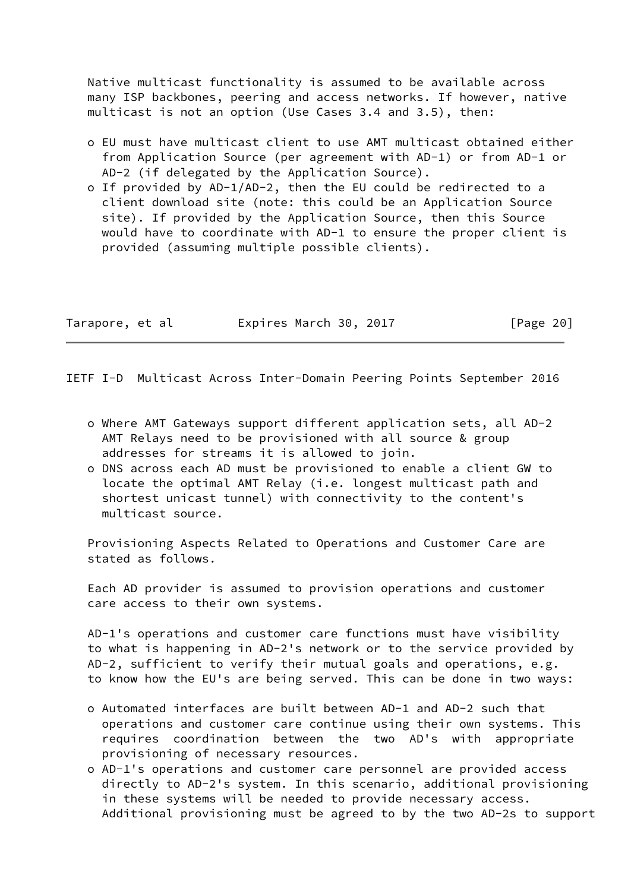Native multicast functionality is assumed to be available across many ISP backbones, peering and access networks. If however, native multicast is not an option (Use Cases 3.4 and 3.5), then:

- EU must have multicast client to use AMT multicast obtained either from Application Source (per agreement with AD-1) or from AD-1 or AD-2 (if delegated by the Application Source).
- If provided by AD-1/AD-2, then the EU could be redirected to a client download site (note: this could be an Application Source site). If provided by the Application Source, then this Source would have to coordinate with AD-1 to ensure the proper client is provided (assuming multiple possible clients).
- Where AMT Gateways support different application sets, all AD-2 AMT Relays need to be provisioned with all source & group addresses for streams it is allowed to join.
- DNS across each AD must be provisioned to enable a client GW to locate the optimal AMT Relay (i.e. longest multicast path and shortest unicast tunnel) with connectivity to the content's multicast source.

Provisioning Aspects Related to Operations and Customer Care are stated as follows.

Each AD provider is assumed to provision operations and customer care access to their own systems.

AD-1's operations and customer care functions must have visibility to what is happening in AD-2's network or to the service provided by AD-2, sufficient to verify their mutual goals and operations, e.g. to know how the EU's are being served. This can be done in two ways:

- Automated interfaces are built between AD-1 and AD-2 such that operations and customer care continue using their own systems. This requires coordination between the two AD's with appropriate provisioning of necessary resources.
- AD-1's operations and customer care personnel are provided access directly to AD-2's system. In this scenario, additional provisioning in these systems will be needed to provide necessary access. Additional provisioning must be agreed to by the two AD-2s to support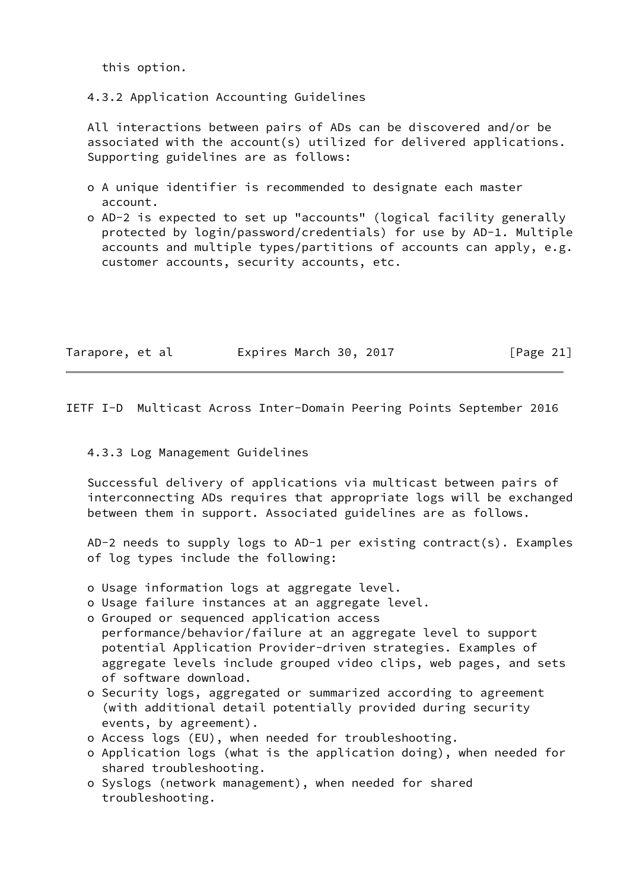this option.

### 4.3.2 Application Accounting Guidelines

All interactions between pairs of ADs can be discovered and/or be associated with the account(s) utilized for delivered applications. Supporting guidelines are as follows:

- A unique identifier is recommended to designate each master account.
- AD-2 is expected to set up "accounts" (logical facility generally protected by login/password/credentials) for use by AD-1. Multiple accounts and multiple types/partitions of accounts can apply, e.g. customer accounts, security accounts, etc.

### 4.3.3 Log Management Guidelines

Successful delivery of applications via multicast between pairs of interconnecting ADs requires that appropriate logs will be exchanged between them in support. Associated guidelines are as follows.

AD-2 needs to supply logs to AD-1 per existing contract(s). Examples of log types include the following:

- Usage information logs at aggregate level.
- Usage failure instances at an aggregate level.
- Grouped or sequenced application access performance/behavior/failure at an aggregate level to support potential Application Provider-driven strategies. Examples of aggregate levels include grouped video clips, web pages, and sets of software download.
- Security logs, aggregated or summarized according to agreement (with additional detail potentially provided during security events, by agreement).
- Access logs (EU), when needed for troubleshooting.
- Application logs (what is the application doing), when needed for shared troubleshooting.
- Syslogs (network management), when needed for shared troubleshooting.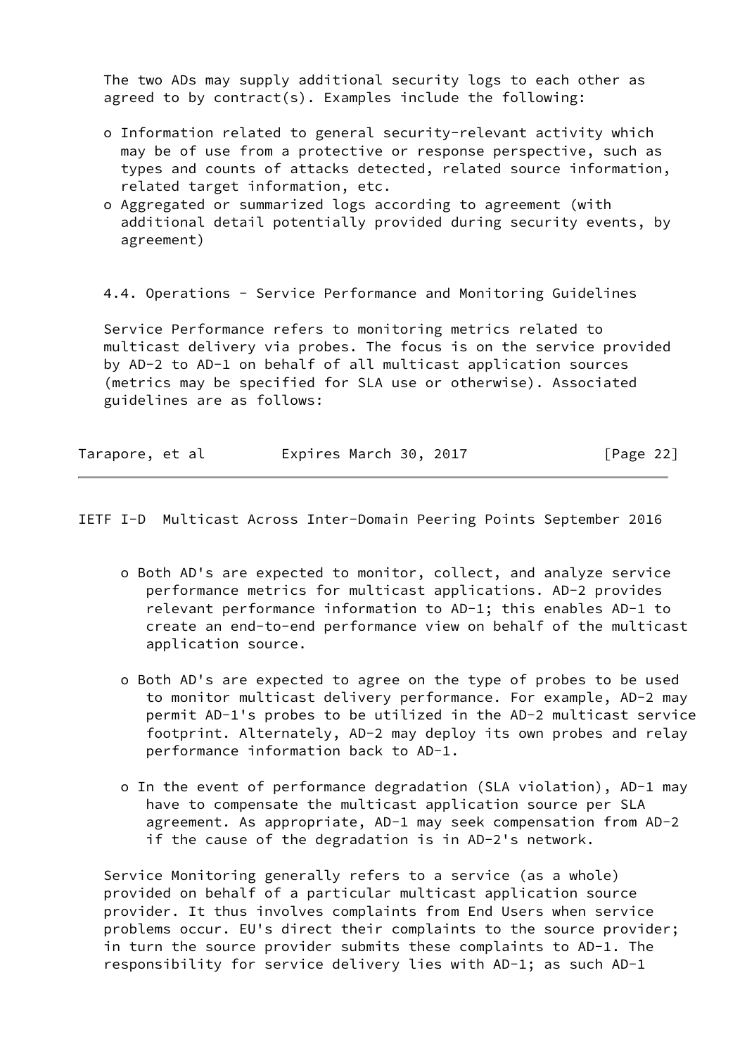The two ADs may supply additional security logs to each other as agreed to by contract(s). Examples include the following:

- Information related to general security-relevant activity which may be of use from a protective or response perspective, such as types and counts of attacks detected, related source information, related target information, etc.
- Aggregated or summarized logs according to agreement (with additional detail potentially provided during security events, by agreement)

## 4.4. Operations - Service Performance and Monitoring Guidelines

Service Performance refers to monitoring metrics related to multicast delivery via probes. The focus is on the service provided by AD-2 to AD-1 on behalf of all multicast application sources (metrics may be specified for SLA use or otherwise). Associated guidelines are as follows:

- Both AD's are expected to monitor, collect, and analyze service performance metrics for multicast applications. AD-2 provides relevant performance information to AD-1; this enables AD-1 to create an end-to-end performance view on behalf of the multicast application source.

- Both AD's are expected to agree on the type of probes to be used to monitor multicast delivery performance. For example, AD-2 may permit AD-1's probes to be utilized in the AD-2 multicast service footprint. Alternately, AD-2 may deploy its own probes and relay performance information back to AD-1.

- In the event of performance degradation (SLA violation), AD-1 may have to compensate the multicast application source per SLA agreement. As appropriate, AD-1 may seek compensation from AD-2 if the cause of the degradation is in AD-2's network.

Service Monitoring generally refers to a service (as a whole) provided on behalf of a particular multicast application source provider. It thus involves complaints from End Users when service problems occur. EU's direct their complaints to the source provider; in turn the source provider submits these complaints to AD-1. The responsibility for service delivery lies with AD-1; as such AD-1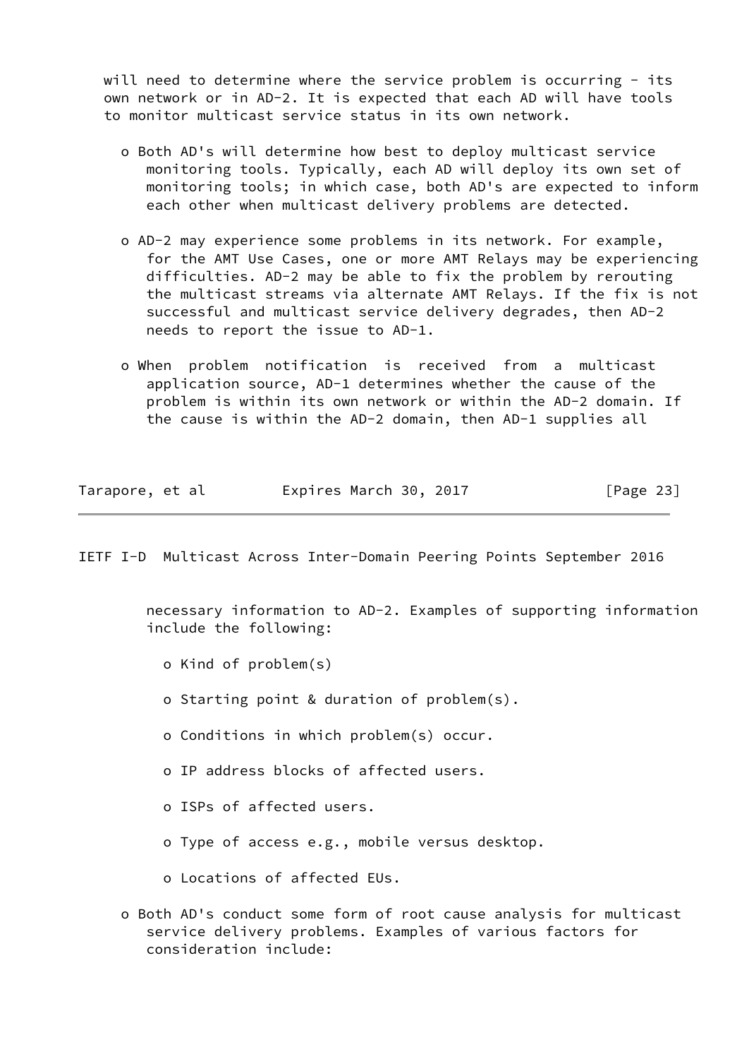will need to determine where the service problem is occurring - its own network or in AD-2. It is expected that each AD will have tools to monitor multicast service status in its own network.

- Both AD's will determine how best to deploy multicast service monitoring tools. Typically, each AD will deploy its own set of monitoring tools; in which case, both AD's are expected to inform each other when multicast delivery problems are detected.

- AD-2 may experience some problems in its network. For example, for the AMT Use Cases, one or more AMT Relays may be experiencing difficulties. AD-2 may be able to fix the problem by rerouting the multicast streams via alternate AMT Relays. If the fix is not successful and multicast service delivery degrades, then AD-2 needs to report the issue to AD-1.

- When problem notification is received from a multicast application source, AD-1 determines whether the cause of the problem is within its own network or within the AD-2 domain. If the cause is within the AD-2 domain, then AD-1 supplies all necessary information to AD-2. Examples of supporting information include the following:

  - Kind of problem(s)

  - Starting point & duration of problem(s).

  - Conditions in which problem(s) occur.

  - IP address blocks of affected users.

  - ISPs of affected users.

  - Type of access e.g., mobile versus desktop.

  - Locations of affected EUs.

- Both AD's conduct some form of root cause analysis for multicast service delivery problems. Examples of various factors for consideration include: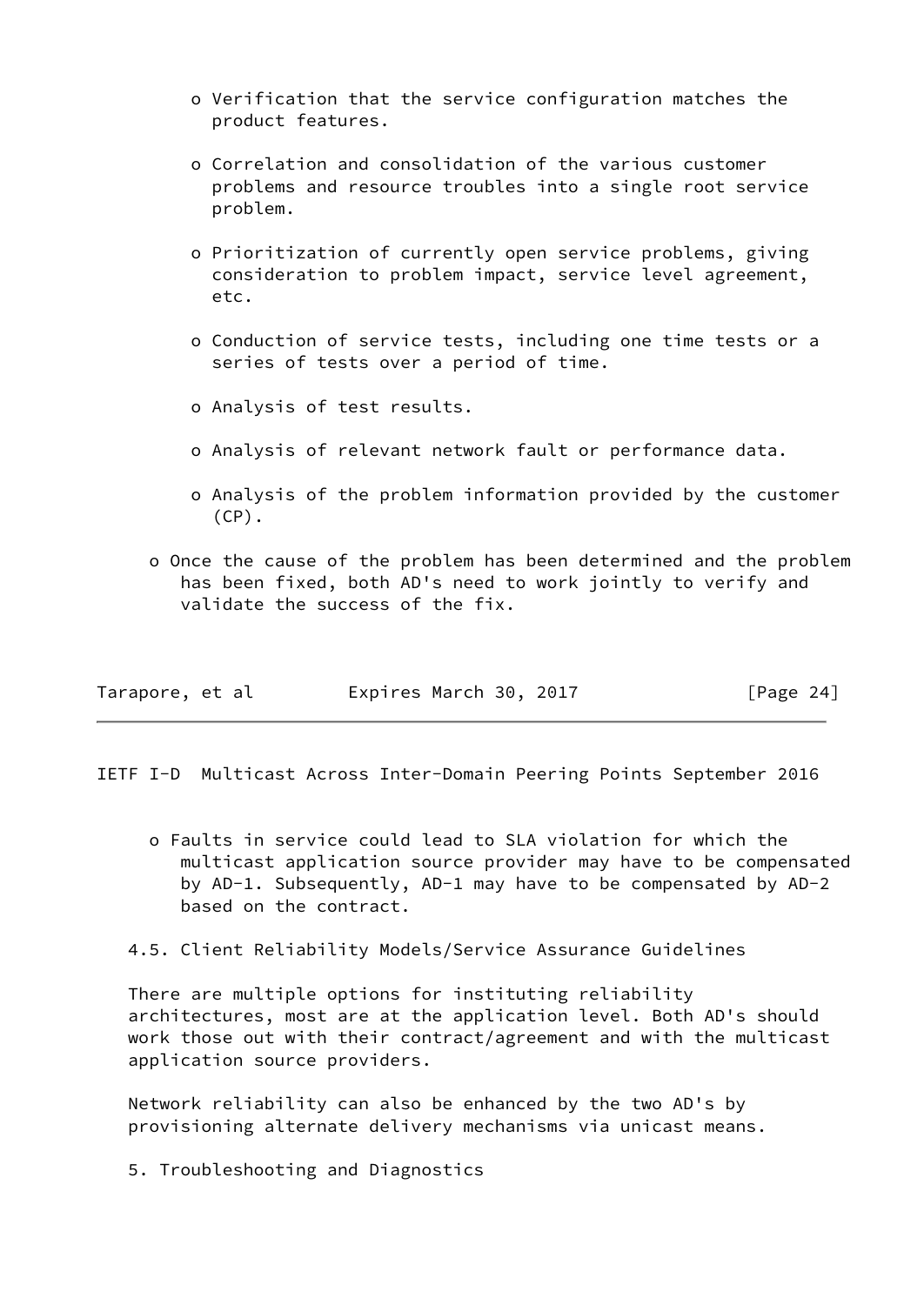- Verification that the service configuration matches the product features.

- Correlation and consolidation of the various customer problems and resource troubles into a single root service problem.

- Prioritization of currently open service problems, giving consideration to problem impact, service level agreement, etc.

- Conduction of service tests, including one time tests or a series of tests over a period of time.

- Analysis of test results.

- Analysis of relevant network fault or performance data.

- Analysis of the problem information provided by the customer (CP).

- Once the cause of the problem has been determined and the problem has been fixed, both AD's need to work jointly to verify and validate the success of the fix.

- Faults in service could lead to SLA violation for which the multicast application source provider may have to be compensated by AD-1. Subsequently, AD-1 may have to be compensated by AD-2 based on the contract.

## 4.5. Client Reliability Models/Service Assurance Guidelines

There are multiple options for instituting reliability architectures, most are at the application level. Both AD's should work those out with their contract/agreement and with the multicast application source providers.

Network reliability can also be enhanced by the two AD's by provisioning alternate delivery mechanisms via unicast means.

# 5. Troubleshooting and Diagnostics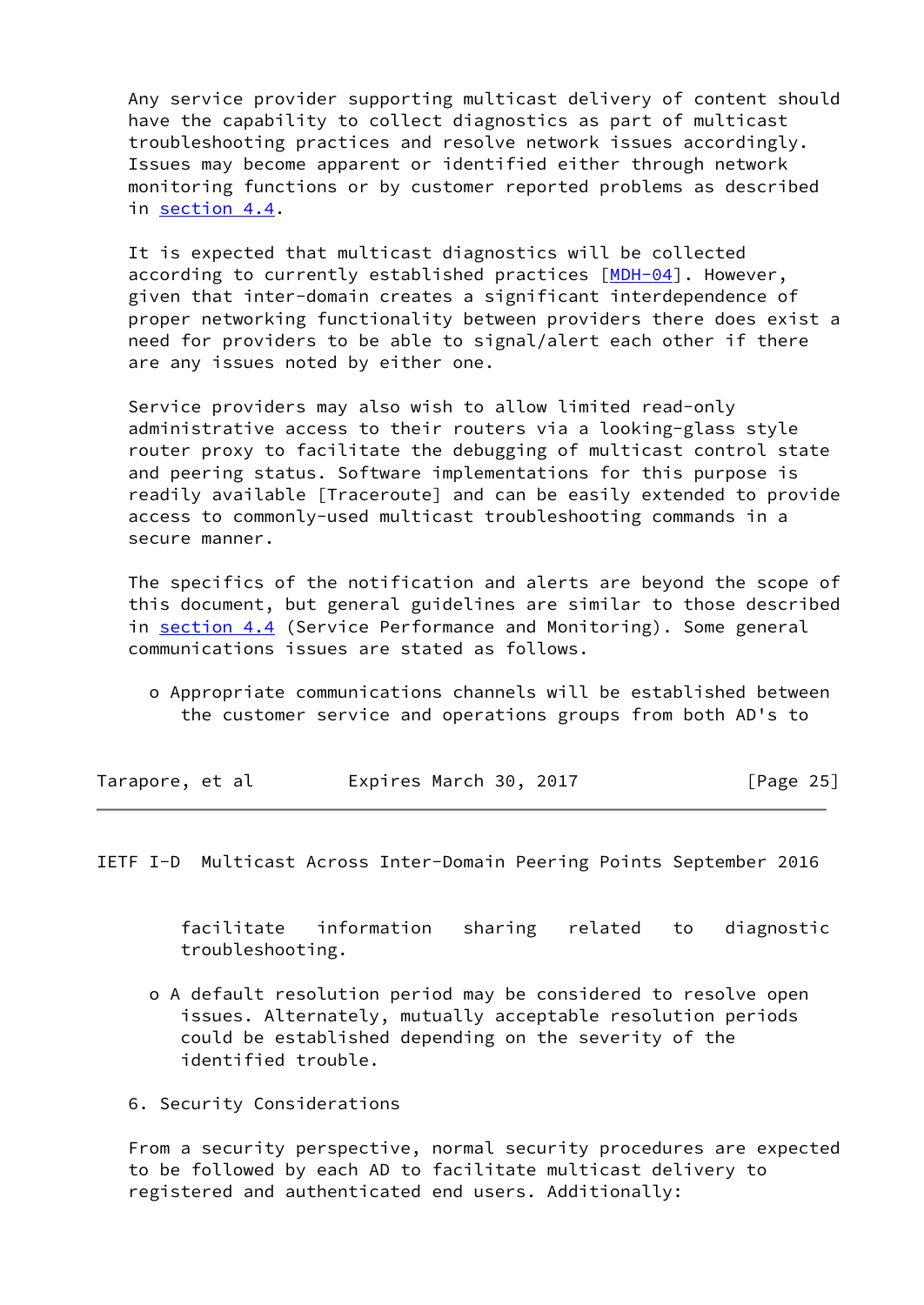Any service provider supporting multicast delivery of content should have the capability to collect diagnostics as part of multicast troubleshooting practices and resolve network issues accordingly. Issues may become apparent or identified either through network monitoring functions or by customer reported problems as described in section 4.4.

It is expected that multicast diagnostics will be collected according to currently established practices [MDH-04]. However, given that inter-domain creates a significant interdependence of proper networking functionality between providers there does exist a need for providers to be able to signal/alert each other if there are any issues noted by either one.

Service providers may also wish to allow limited read-only administrative access to their routers via a looking-glass style router proxy to facilitate the debugging of multicast control state and peering status. Software implementations for this purpose is readily available [Traceroute] and can be easily extended to provide access to commonly-used multicast troubleshooting commands in a secure manner.

The specifics of the notification and alerts are beyond the scope of this document, but general guidelines are similar to those described in section 4.4 (Service Performance and Monitoring). Some general communications issues are stated as follows.

- Appropriate communications channels will be established between the customer service and operations groups from both AD's to facilitate information sharing related to diagnostic troubleshooting.

- A default resolution period may be considered to resolve open issues. Alternately, mutually acceptable resolution periods could be established depending on the severity of the identified trouble.

## 6. Security Considerations

From a security perspective, normal security procedures are expected to be followed by each AD to facilitate multicast delivery to registered and authenticated end users. Additionally: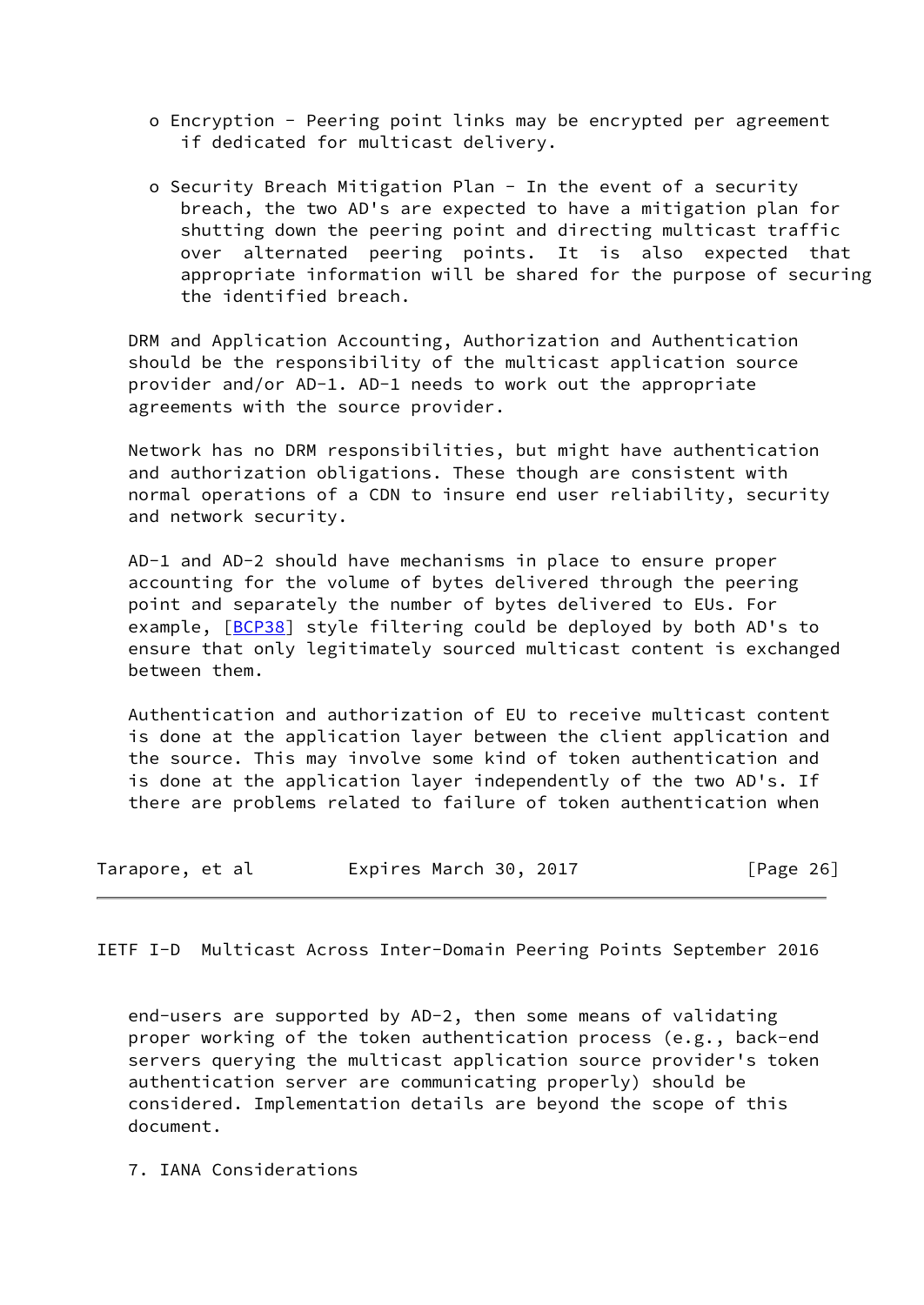- Encryption - Peering point links may be encrypted per agreement if dedicated for multicast delivery.

- Security Breach Mitigation Plan - In the event of a security breach, the two AD's are expected to have a mitigation plan for shutting down the peering point and directing multicast traffic over alternated peering points. It is also expected that appropriate information will be shared for the purpose of securing the identified breach.

DRM and Application Accounting, Authorization and Authentication should be the responsibility of the multicast application source provider and/or AD-1. AD-1 needs to work out the appropriate agreements with the source provider.

Network has no DRM responsibilities, but might have authentication and authorization obligations. These though are consistent with normal operations of a CDN to insure end user reliability, security and network security.

AD-1 and AD-2 should have mechanisms in place to ensure proper accounting for the volume of bytes delivered through the peering point and separately the number of bytes delivered to EUs. For example, [BCP38] style filtering could be deployed by both AD's to ensure that only legitimately sourced multicast content is exchanged between them.

Authentication and authorization of EU to receive multicast content is done at the application layer between the client application and the source. This may involve some kind of token authentication and is done at the application layer independently of the two AD's. If there are problems related to failure of token authentication when end-users are supported by AD-2, then some means of validating proper working of the token authentication process (e.g., back-end servers querying the multicast application source provider's token authentication server are communicating properly) should be considered. Implementation details are beyond the scope of this document.

## 7. IANA Considerations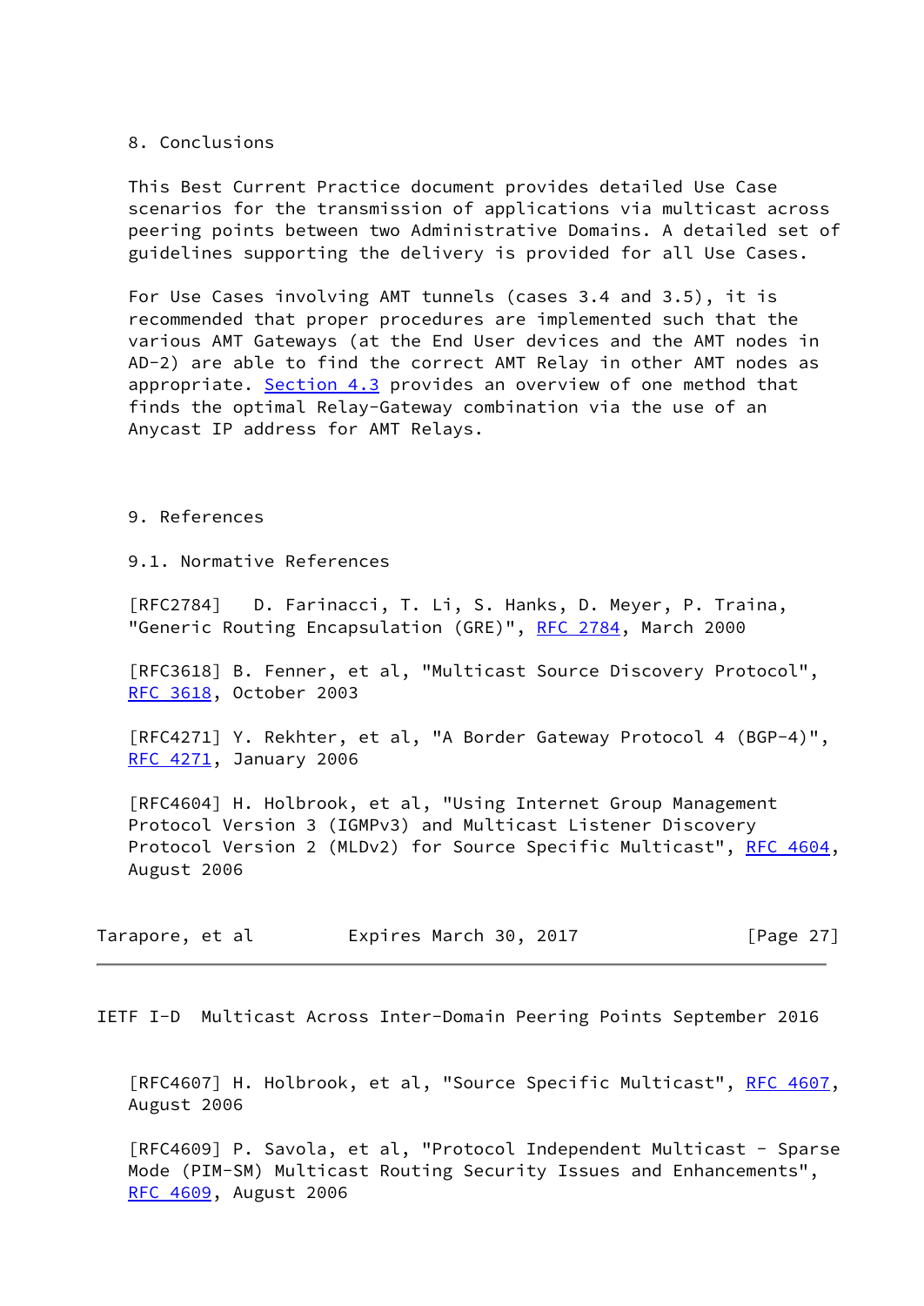## 8. Conclusions

This Best Current Practice document provides detailed Use Case scenarios for the transmission of applications via multicast across peering points between two Administrative Domains. A detailed set of guidelines supporting the delivery is provided for all Use Cases.

For Use Cases involving AMT tunnels (cases 3.4 and 3.5), it is recommended that proper procedures are implemented such that the various AMT Gateways (at the End User devices and the AMT nodes in AD-2) are able to find the correct AMT Relay in other AMT nodes as appropriate. Section 4.3 provides an overview of one method that finds the optimal Relay-Gateway combination via the use of an Anycast IP address for AMT Relays.

## 9. References

### 9.1. Normative References

[RFC2784] D. Farinacci, T. Li, S. Hanks, D. Meyer, P. Traina, "Generic Routing Encapsulation (GRE)", RFC 2784, March 2000

[RFC3618] B. Fenner, et al, "Multicast Source Discovery Protocol", RFC 3618, October 2003

[RFC4271] Y. Rekhter, et al, "A Border Gateway Protocol 4 (BGP-4)", RFC 4271, January 2006

[RFC4604] H. Holbrook, et al, "Using Internet Group Management Protocol Version 3 (IGMPv3) and Multicast Listener Discovery Protocol Version 2 (MLDv2) for Source Specific Multicast", RFC 4604, August 2006

[RFC4607] H. Holbrook, et al, "Source Specific Multicast", RFC 4607, August 2006

[RFC4609] P. Savola, et al, "Protocol Independent Multicast - Sparse Mode (PIM-SM) Multicast Routing Security Issues and Enhancements", RFC 4609, August 2006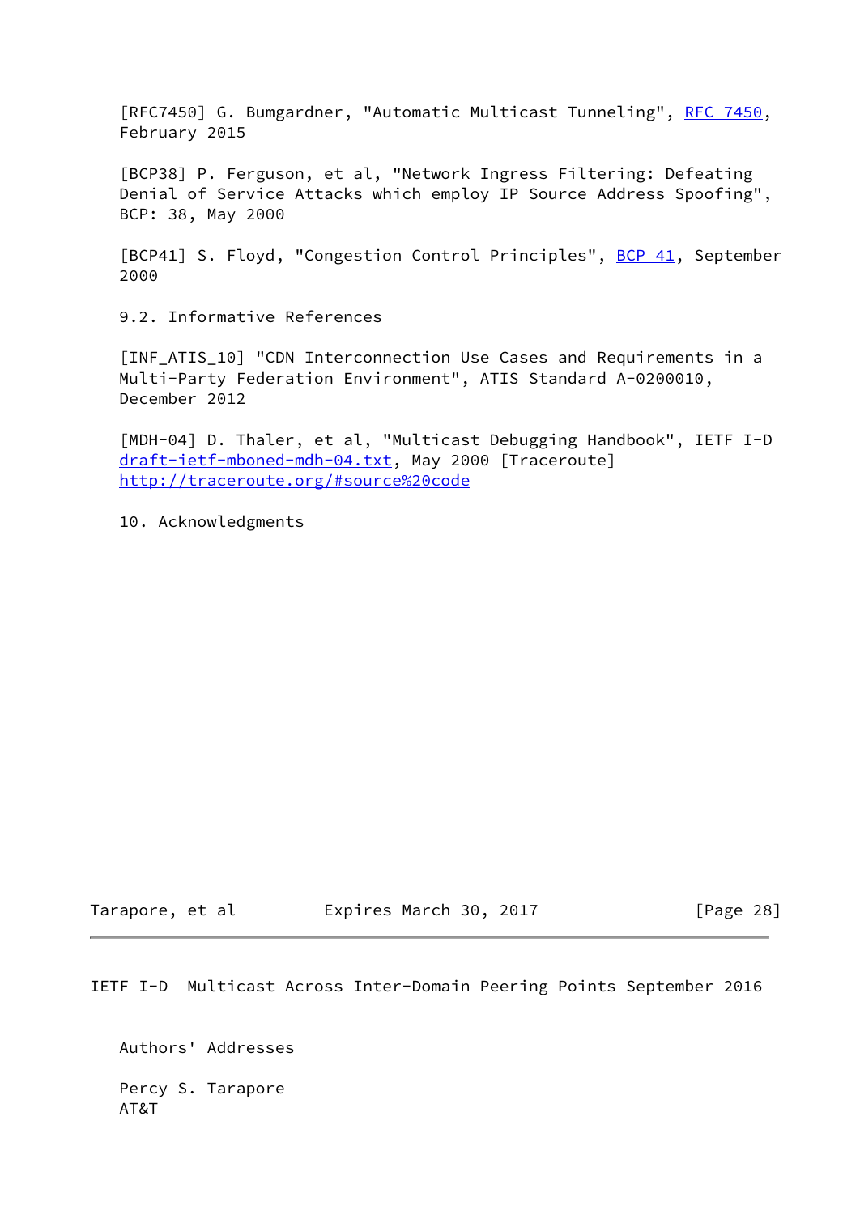[RFC7450] G. Bumgardner, "Automatic Multicast Tunneling", RFC 7450, February 2015

[BCP38] P. Ferguson, et al, "Network Ingress Filtering: Defeating Denial of Service Attacks which employ IP Source Address Spoofing", BCP: 38, May 2000

[BCP41] S. Floyd, "Congestion Control Principles", BCP 41, September 2000

### 9.2. Informative References

[INF_ATIS_10] "CDN Interconnection Use Cases and Requirements in a Multi-Party Federation Environment", ATIS Standard A-0200010, December 2012

[MDH-04] D. Thaler, et al, "Multicast Debugging Handbook", IETF I-D draft-ietf-mboned-mdh-04.txt, May 2000 [Traceroute] http://traceroute.org/#source%20code

## 10. Acknowledgments

## Authors' Addresses

Percy S. Tarapore
AT&T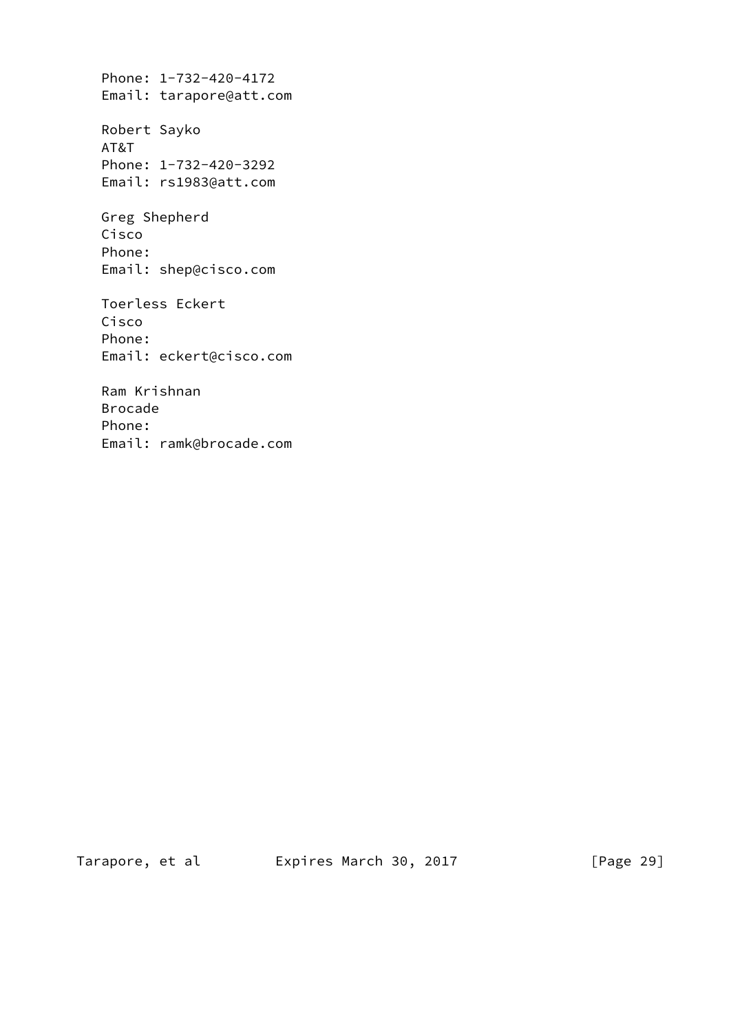Phone: 1-732-420-4172
Email: tarapore@att.com

Robert Sayko
AT&T
Phone: 1-732-420-3292
Email: rs1983@att.com

Greg Shepherd
Cisco
Phone:
Email: shep@cisco.com

Toerless Eckert
Cisco
Phone:
Email: eckert@cisco.com

Ram Krishnan
Brocade
Phone:
Email: ramk@brocade.com